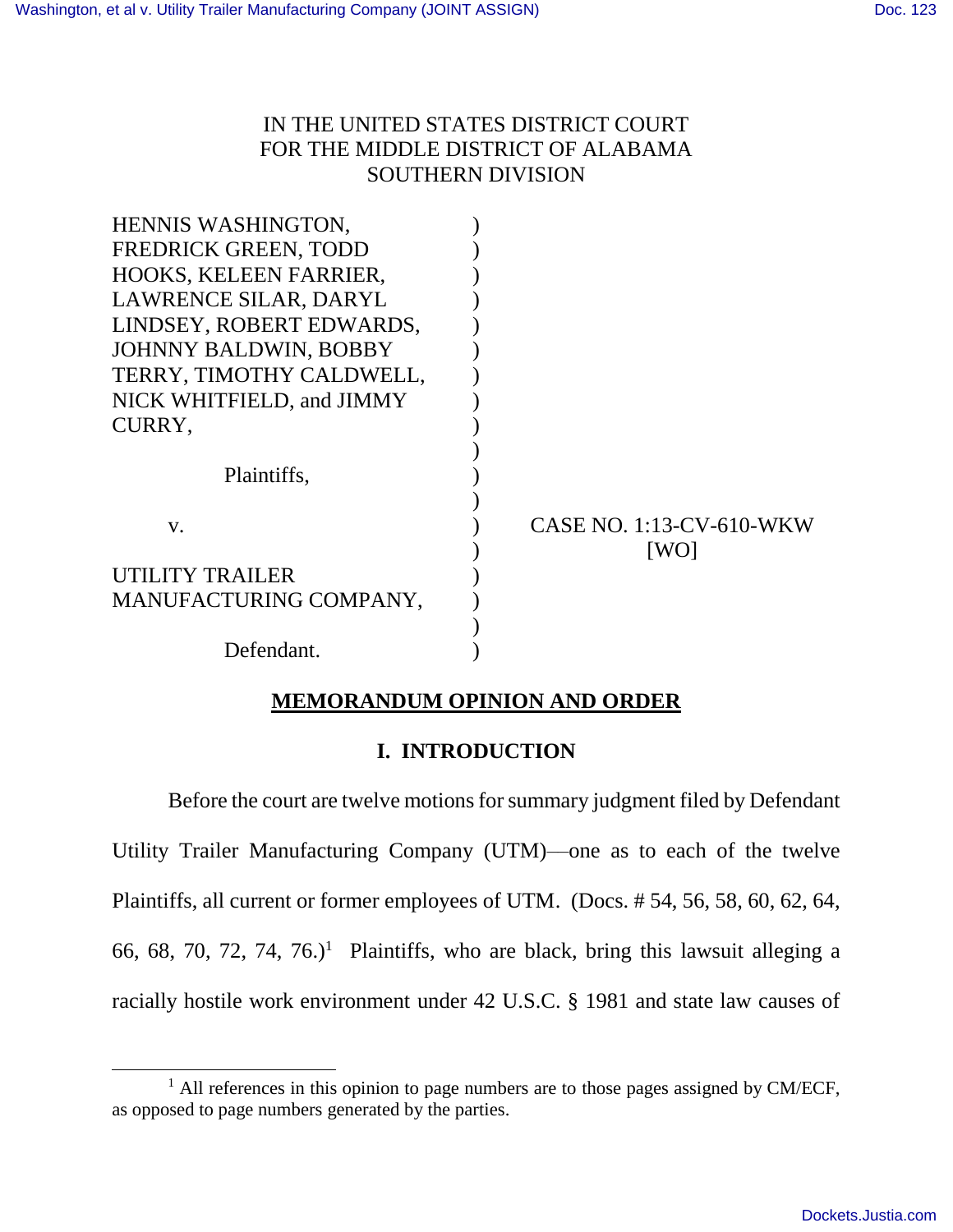IN THE UNITED STATES DISTRICT COURT
FOR THE MIDDLE DISTRICT OF ALABAMA
SOUTHERN DIVISION

HENNIS WASHINGTON, FREDRICK GREEN, TODD HOOKS, KELEEN FARRIER, LAWRENCE SILAR, DARYL LINDSEY, ROBERT EDWARDS, JOHNNY BALDWIN, BOBBY TERRY, TIMOTHY CALDWELL, NICK WHITFIELD, and JIMMY CURRY,

Plaintiffs,

v.

UTILITY TRAILER MANUFACTURING COMPANY,

Defendant.

CASE NO. 1:13-CV-610-WKW
[WO]

# MEMORANDUM OPINION AND ORDER

## I. INTRODUCTION

Before the court are twelve motions for summary judgment filed by Defendant Utility Trailer Manufacturing Company (UTM)—one as to each of the twelve Plaintiffs, all current or former employees of UTM. (Docs. # 54, 56, 58, 60, 62, 64, 66, 68, 70, 72, 74, 76.)[1] Plaintiffs, who are black, bring this lawsuit alleging a racially hostile work environment under 42 U.S.C. § 1981 and state law causes of

---

[1] All references in this opinion to page numbers are to those pages assigned by CM/ECF, as opposed to page numbers generated by the parties.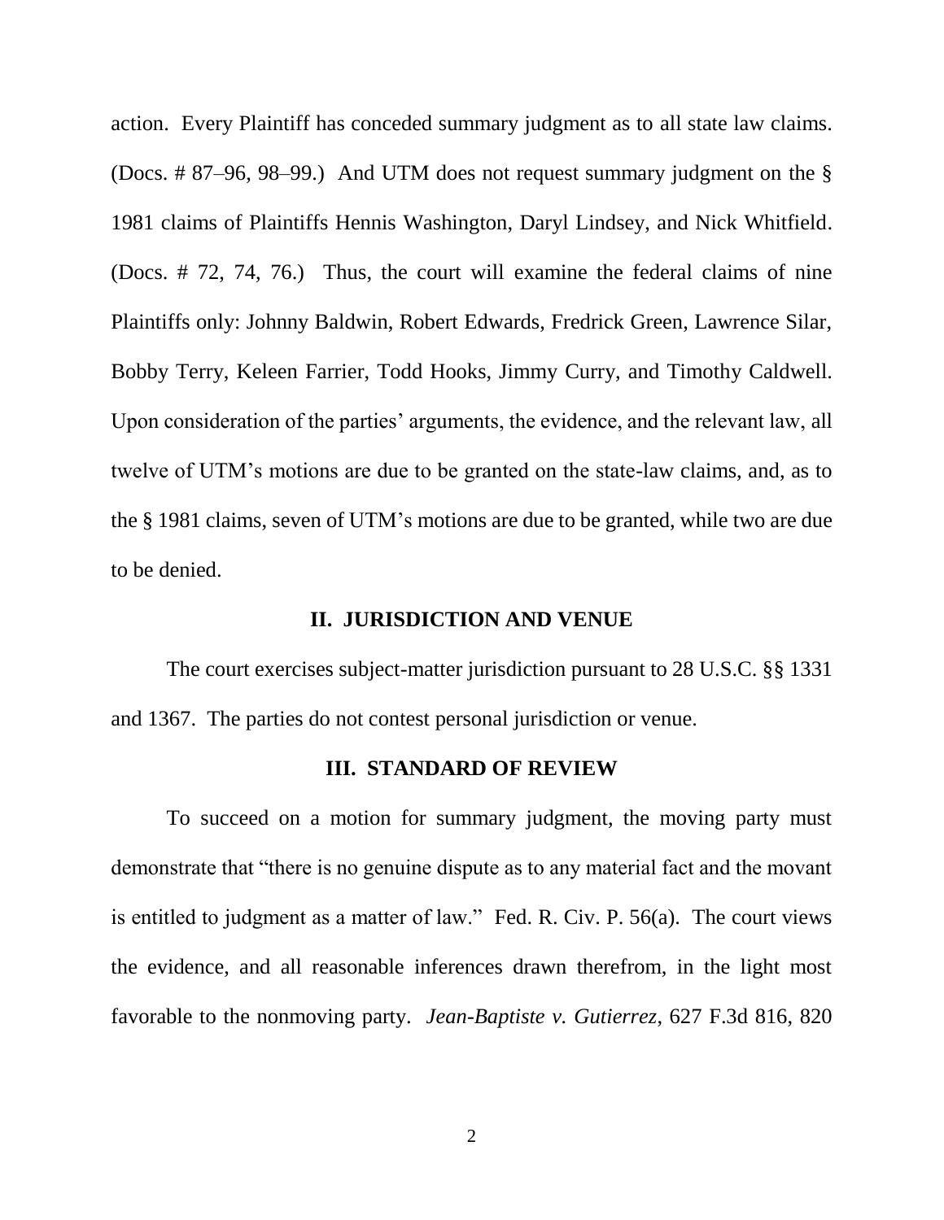action. Every Plaintiff has conceded summary judgment as to all state law claims. (Docs. # 87–96, 98–99.) And UTM does not request summary judgment on the § 1981 claims of Plaintiffs Hennis Washington, Daryl Lindsey, and Nick Whitfield. (Docs. # 72, 74, 76.) Thus, the court will examine the federal claims of nine Plaintiffs only: Johnny Baldwin, Robert Edwards, Fredrick Green, Lawrence Silar, Bobby Terry, Keleen Farrier, Todd Hooks, Jimmy Curry, and Timothy Caldwell. Upon consideration of the parties' arguments, the evidence, and the relevant law, all twelve of UTM's motions are due to be granted on the state-law claims, and, as to the § 1981 claims, seven of UTM's motions are due to be granted, while two are due to be denied.

## II. JURISDICTION AND VENUE

The court exercises subject-matter jurisdiction pursuant to 28 U.S.C. §§ 1331 and 1367. The parties do not contest personal jurisdiction or venue.

## III. STANDARD OF REVIEW

To succeed on a motion for summary judgment, the moving party must demonstrate that "there is no genuine dispute as to any material fact and the movant is entitled to judgment as a matter of law." Fed. R. Civ. P. 56(a). The court views the evidence, and all reasonable inferences drawn therefrom, in the light most favorable to the nonmoving party. *Jean-Baptiste v. Gutierrez*, 627 F.3d 816, 820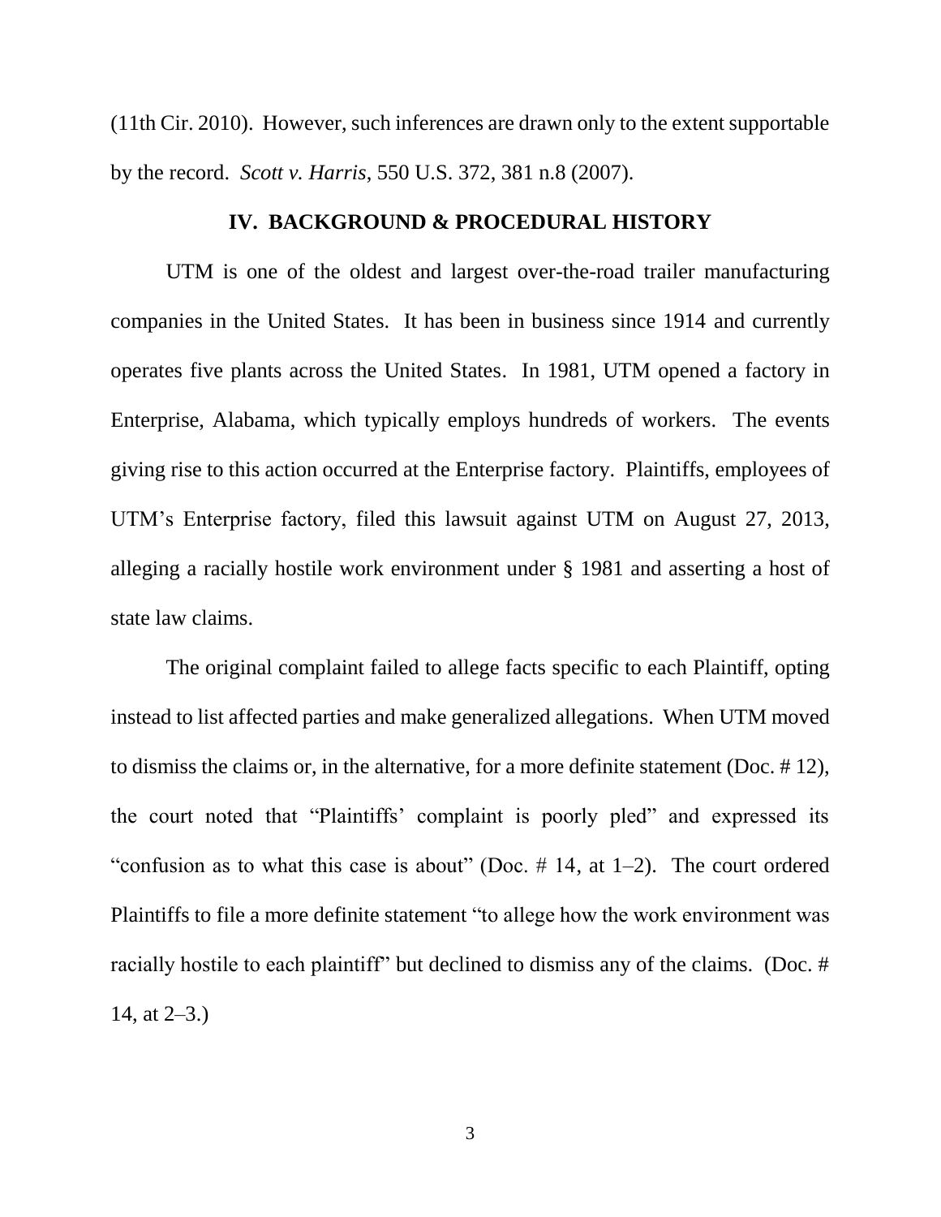(11th Cir. 2010). However, such inferences are drawn only to the extent supportable by the record. *Scott v. Harris*, 550 U.S. 372, 381 n.8 (2007).

## IV. BACKGROUND & PROCEDURAL HISTORY

UTM is one of the oldest and largest over-the-road trailer manufacturing companies in the United States. It has been in business since 1914 and currently operates five plants across the United States. In 1981, UTM opened a factory in Enterprise, Alabama, which typically employs hundreds of workers. The events giving rise to this action occurred at the Enterprise factory. Plaintiffs, employees of UTM's Enterprise factory, filed this lawsuit against UTM on August 27, 2013, alleging a racially hostile work environment under § 1981 and asserting a host of state law claims.

The original complaint failed to allege facts specific to each Plaintiff, opting instead to list affected parties and make generalized allegations. When UTM moved to dismiss the claims or, in the alternative, for a more definite statement (Doc. # 12), the court noted that "Plaintiffs' complaint is poorly pled" and expressed its "confusion as to what this case is about" (Doc. # 14, at 1–2). The court ordered Plaintiffs to file a more definite statement "to allege how the work environment was racially hostile to each plaintiff" but declined to dismiss any of the claims. (Doc. # 14, at 2–3.)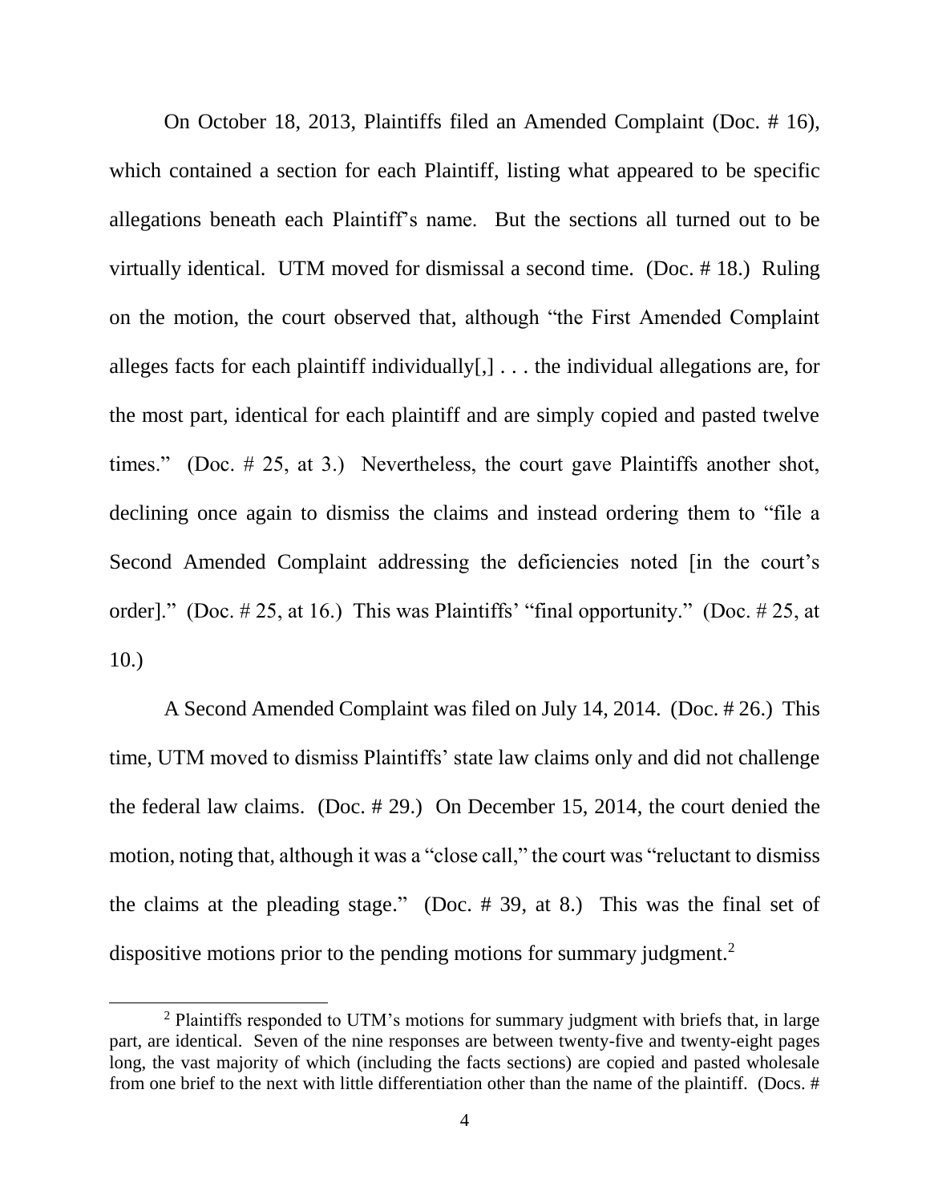On October 18, 2013, Plaintiffs filed an Amended Complaint (Doc. # 16), which contained a section for each Plaintiff, listing what appeared to be specific allegations beneath each Plaintiff's name. But the sections all turned out to be virtually identical. UTM moved for dismissal a second time. (Doc. # 18.) Ruling on the motion, the court observed that, although "the First Amended Complaint alleges facts for each plaintiff individually[,] . . . the individual allegations are, for the most part, identical for each plaintiff and are simply copied and pasted twelve times." (Doc. # 25, at 3.) Nevertheless, the court gave Plaintiffs another shot, declining once again to dismiss the claims and instead ordering them to "file a Second Amended Complaint addressing the deficiencies noted [in the court's order]." (Doc. # 25, at 16.) This was Plaintiffs' "final opportunity." (Doc. # 25, at 10.)

A Second Amended Complaint was filed on July 14, 2014. (Doc. # 26.) This time, UTM moved to dismiss Plaintiffs' state law claims only and did not challenge the federal law claims. (Doc. # 29.) On December 15, 2014, the court denied the motion, noting that, although it was a "close call," the court was "reluctant to dismiss the claims at the pleading stage." (Doc. # 39, at 8.) This was the final set of dispositive motions prior to the pending motions for summary judgment.[2]

[2] Plaintiffs responded to UTM's motions for summary judgment with briefs that, in large part, are identical. Seven of the nine responses are between twenty-five and twenty-eight pages long, the vast majority of which (including the facts sections) are copied and pasted wholesale from one brief to the next with little differentiation other than the name of the plaintiff. (Docs. #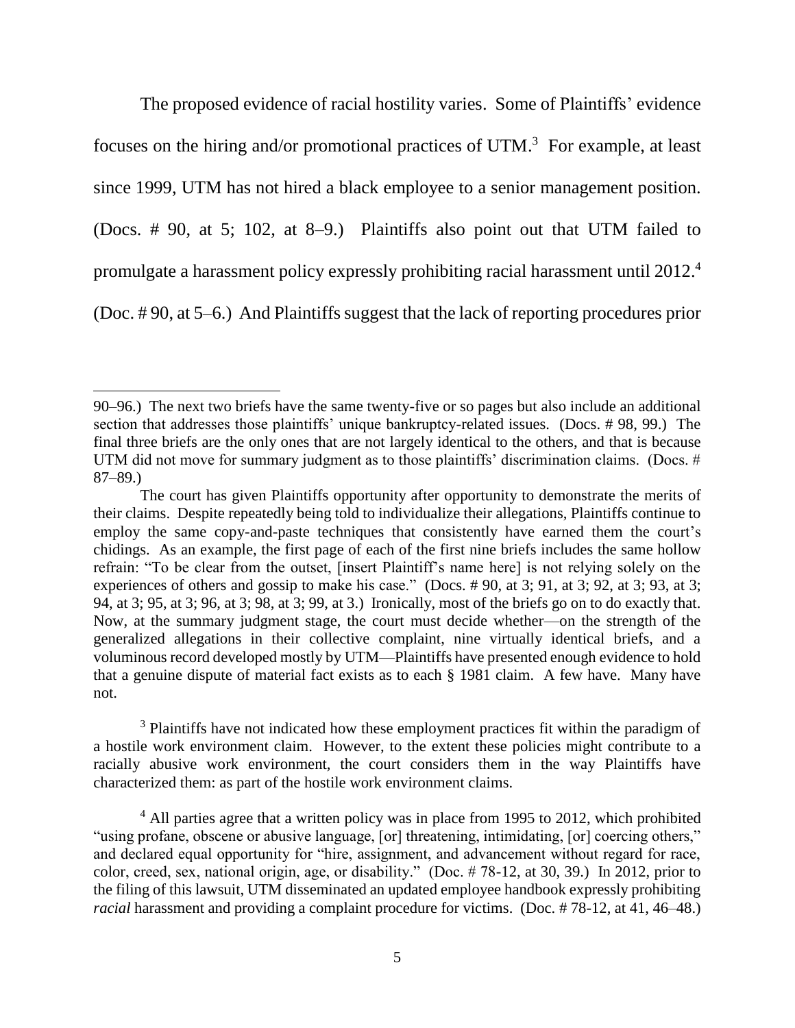The proposed evidence of racial hostility varies. Some of Plaintiffs' evidence focuses on the hiring and/or promotional practices of UTM.[3] For example, at least since 1999, UTM has not hired a black employee to a senior management position. (Docs. # 90, at 5; 102, at 8–9.) Plaintiffs also point out that UTM failed to promulgate a harassment policy expressly prohibiting racial harassment until 2012.[4] (Doc. # 90, at 5–6.) And Plaintiffs suggest that the lack of reporting procedures prior

---

90–96.) The next two briefs have the same twenty-five or so pages but also include an additional section that addresses those plaintiffs' unique bankruptcy-related issues. (Docs. # 98, 99.) The final three briefs are the only ones that are not largely identical to the others, and that is because UTM did not move for summary judgment as to those plaintiffs' discrimination claims. (Docs. # 87–89.)

The court has given Plaintiffs opportunity after opportunity to demonstrate the merits of their claims. Despite repeatedly being told to individualize their allegations, Plaintiffs continue to employ the same copy-and-paste techniques that consistently have earned them the court's chidings. As an example, the first page of each of the first nine briefs includes the same hollow refrain: "To be clear from the outset, [insert Plaintiff's name here] is not relying solely on the experiences of others and gossip to make his case." (Docs. # 90, at 3; 91, at 3; 92, at 3; 93, at 3; 94, at 3; 95, at 3; 96, at 3; 98, at 3; 99, at 3.) Ironically, most of the briefs go on to do exactly that. Now, at the summary judgment stage, the court must decide whether—on the strength of the generalized allegations in their collective complaint, nine virtually identical briefs, and a voluminous record developed mostly by UTM—Plaintiffs have presented enough evidence to hold that a genuine dispute of material fact exists as to each § 1981 claim. A few have. Many have not.

[3] Plaintiffs have not indicated how these employment practices fit within the paradigm of a hostile work environment claim. However, to the extent these policies might contribute to a racially abusive work environment, the court considers them in the way Plaintiffs have characterized them: as part of the hostile work environment claims.

[4] All parties agree that a written policy was in place from 1995 to 2012, which prohibited "using profane, obscene or abusive language, [or] threatening, intimidating, [or] coercing others," and declared equal opportunity for "hire, assignment, and advancement without regard for race, color, creed, sex, national origin, age, or disability." (Doc. # 78-12, at 30, 39.) In 2012, prior to the filing of this lawsuit, UTM disseminated an updated employee handbook expressly prohibiting *racial* harassment and providing a complaint procedure for victims. (Doc. # 78-12, at 41, 46–48.)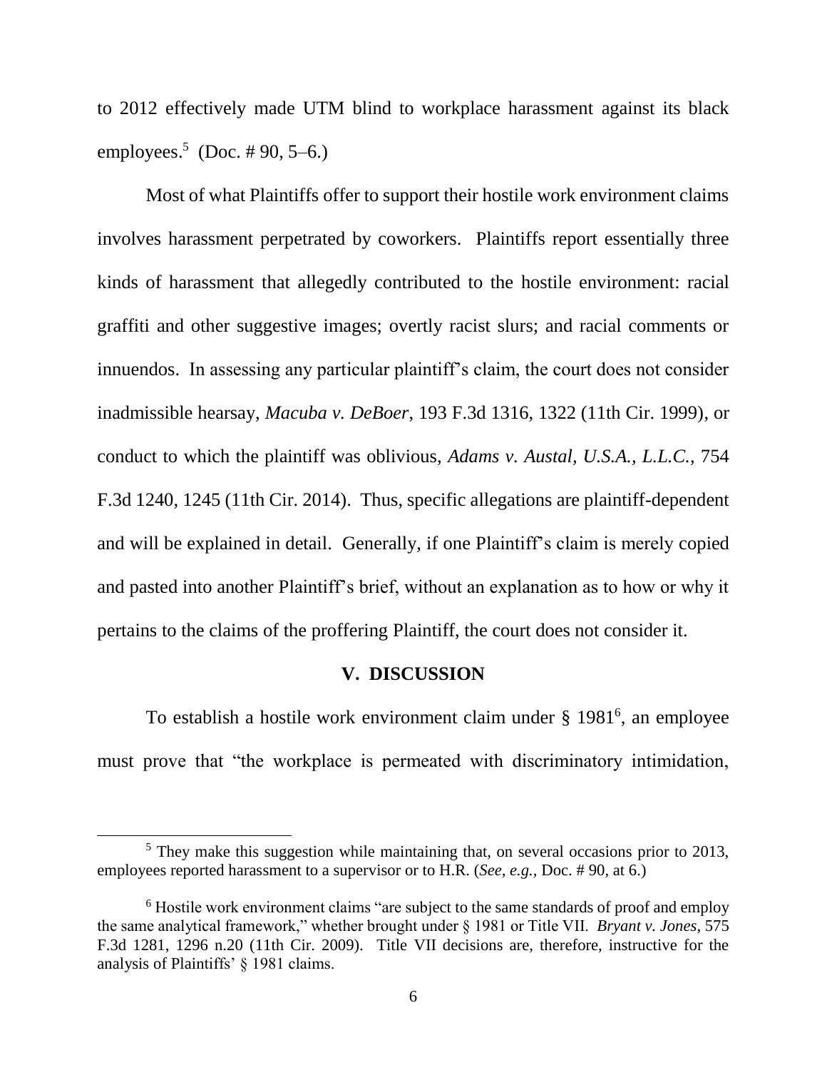to 2012 effectively made UTM blind to workplace harassment against its black employees.[5] (Doc. # 90, 5–6.)

Most of what Plaintiffs offer to support their hostile work environment claims involves harassment perpetrated by coworkers. Plaintiffs report essentially three kinds of harassment that allegedly contributed to the hostile environment: racial graffiti and other suggestive images; overtly racist slurs; and racial comments or innuendos. In assessing any particular plaintiff's claim, the court does not consider inadmissible hearsay, *Macuba v. DeBoer*, 193 F.3d 1316, 1322 (11th Cir. 1999), or conduct to which the plaintiff was oblivious, *Adams v. Austal, U.S.A., L.L.C.*, 754 F.3d 1240, 1245 (11th Cir. 2014). Thus, specific allegations are plaintiff-dependent and will be explained in detail. Generally, if one Plaintiff's claim is merely copied and pasted into another Plaintiff's brief, without an explanation as to how or why it pertains to the claims of the proffering Plaintiff, the court does not consider it.

## V. DISCUSSION

To establish a hostile work environment claim under § 1981[6], an employee must prove that "the workplace is permeated with discriminatory intimidation,

[5] They make this suggestion while maintaining that, on several occasions prior to 2013, employees reported harassment to a supervisor or to H.R. (*See, e.g.*, Doc. # 90, at 6.)

[6] Hostile work environment claims "are subject to the same standards of proof and employ the same analytical framework," whether brought under § 1981 or Title VII. *Bryant v. Jones*, 575 F.3d 1281, 1296 n.20 (11th Cir. 2009). Title VII decisions are, therefore, instructive for the analysis of Plaintiffs' § 1981 claims.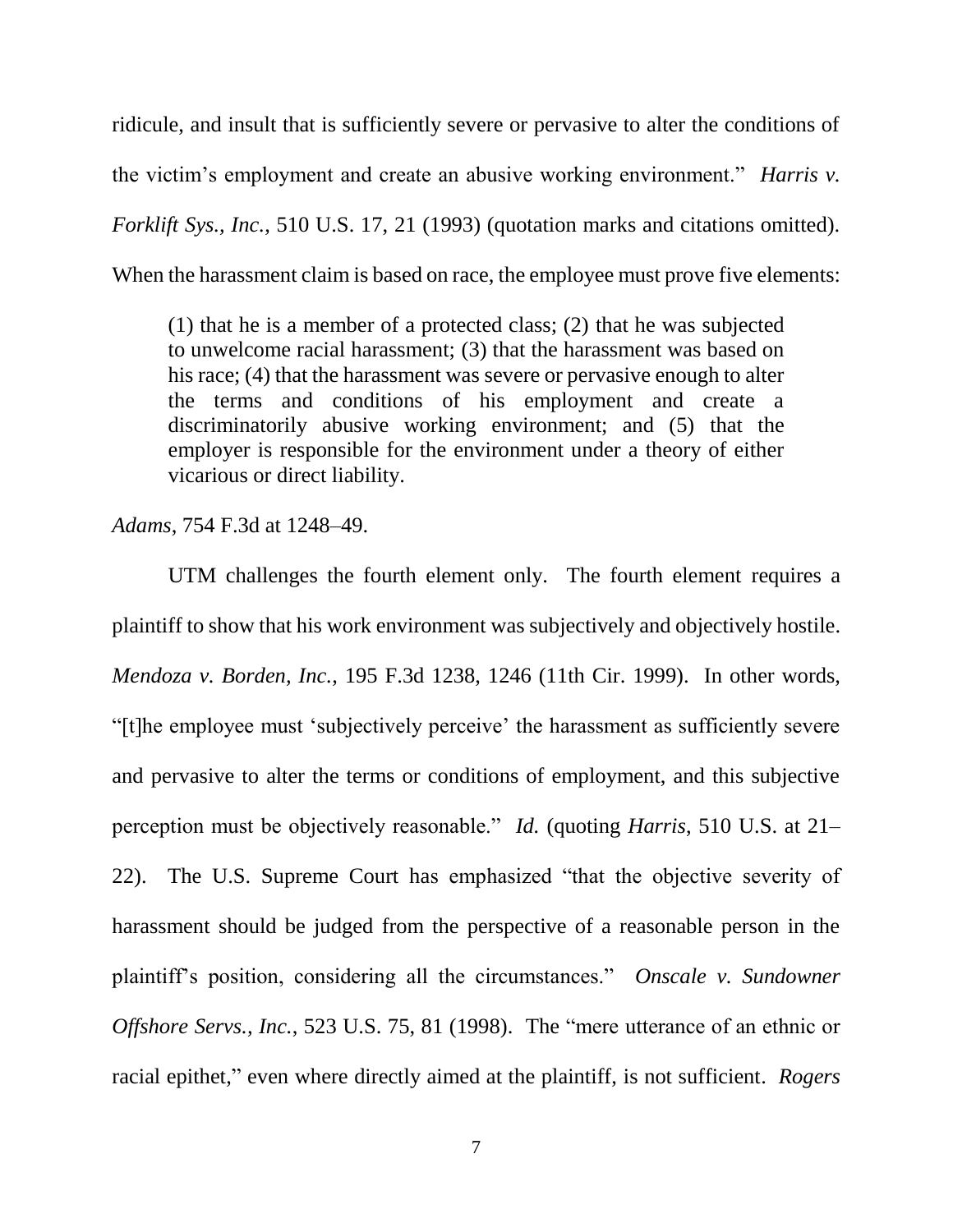ridicule, and insult that is sufficiently severe or pervasive to alter the conditions of the victim's employment and create an abusive working environment." *Harris v. Forklift Sys., Inc.*, 510 U.S. 17, 21 (1993) (quotation marks and citations omitted). When the harassment claim is based on race, the employee must prove five elements:

> (1) that he is a member of a protected class; (2) that he was subjected to unwelcome racial harassment; (3) that the harassment was based on his race; (4) that the harassment was severe or pervasive enough to alter the terms and conditions of his employment and create a discriminatorily abusive working environment; and (5) that the employer is responsible for the environment under a theory of either vicarious or direct liability.

*Adams*, 754 F.3d at 1248–49.

UTM challenges the fourth element only. The fourth element requires a plaintiff to show that his work environment was subjectively and objectively hostile. *Mendoza v. Borden, Inc.*, 195 F.3d 1238, 1246 (11th Cir. 1999). In other words, "[t]he employee must 'subjectively perceive' the harassment as sufficiently severe and pervasive to alter the terms or conditions of employment, and this subjective perception must be objectively reasonable." *Id.* (quoting *Harris*, 510 U.S. at 21–22). The U.S. Supreme Court has emphasized "that the objective severity of harassment should be judged from the perspective of a reasonable person in the plaintiff's position, considering all the circumstances." *Onscale v. Sundowner Offshore Servs., Inc.*, 523 U.S. 75, 81 (1998). The "mere utterance of an ethnic or racial epithet," even where directly aimed at the plaintiff, is not sufficient. *Rogers*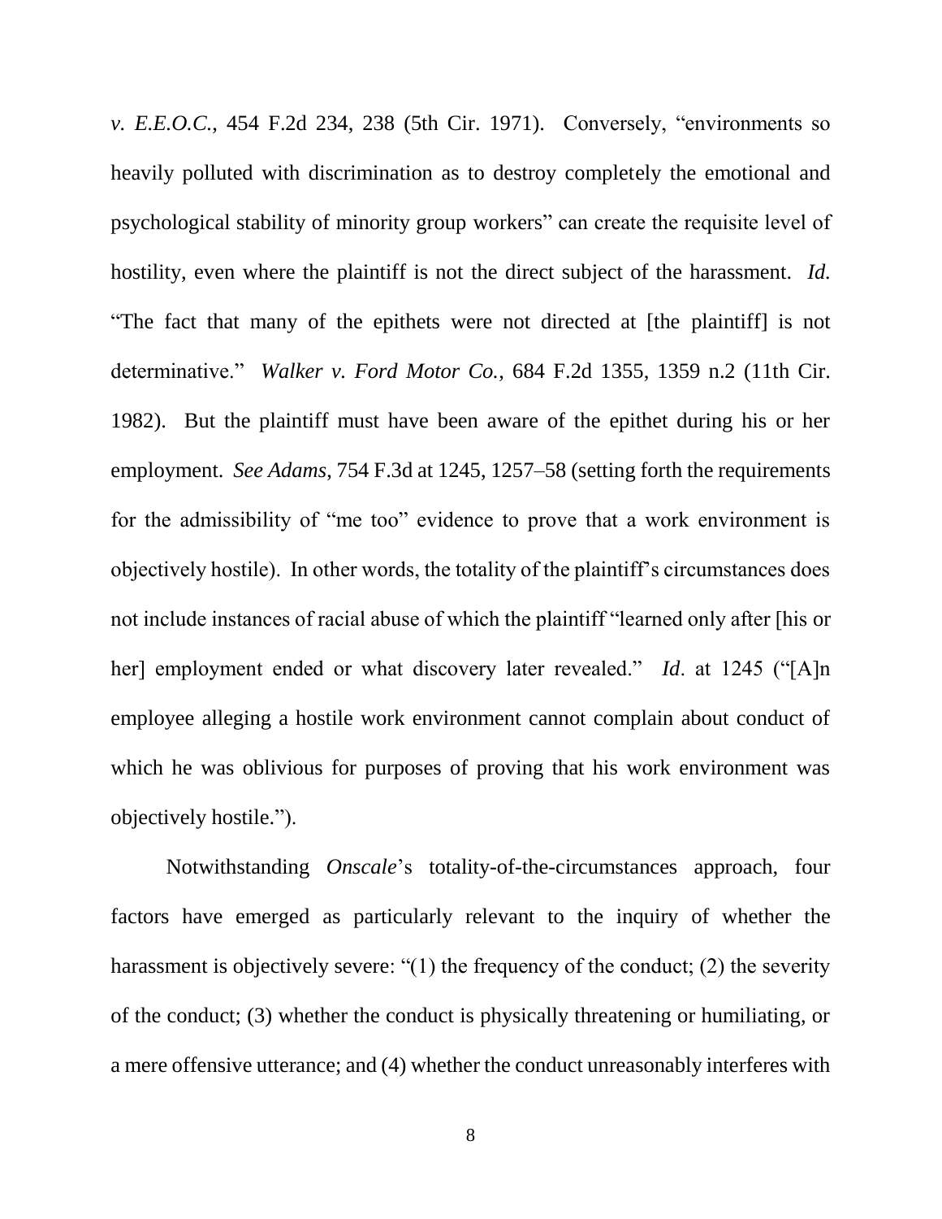*v. E.E.O.C.*, 454 F.2d 234, 238 (5th Cir. 1971). Conversely, "environments so heavily polluted with discrimination as to destroy completely the emotional and psychological stability of minority group workers" can create the requisite level of hostility, even where the plaintiff is not the direct subject of the harassment. *Id.* "The fact that many of the epithets were not directed at [the plaintiff] is not determinative." *Walker v. Ford Motor Co.*, 684 F.2d 1355, 1359 n.2 (11th Cir. 1982). But the plaintiff must have been aware of the epithet during his or her employment. *See Adams*, 754 F.3d at 1245, 1257–58 (setting forth the requirements for the admissibility of "me too" evidence to prove that a work environment is objectively hostile). In other words, the totality of the plaintiff's circumstances does not include instances of racial abuse of which the plaintiff "learned only after [his or her] employment ended or what discovery later revealed." *Id*. at 1245 ("[A]n employee alleging a hostile work environment cannot complain about conduct of which he was oblivious for purposes of proving that his work environment was objectively hostile.").

Notwithstanding *Onscale*'s totality-of-the-circumstances approach, four factors have emerged as particularly relevant to the inquiry of whether the harassment is objectively severe: "(1) the frequency of the conduct; (2) the severity of the conduct; (3) whether the conduct is physically threatening or humiliating, or a mere offensive utterance; and (4) whether the conduct unreasonably interferes with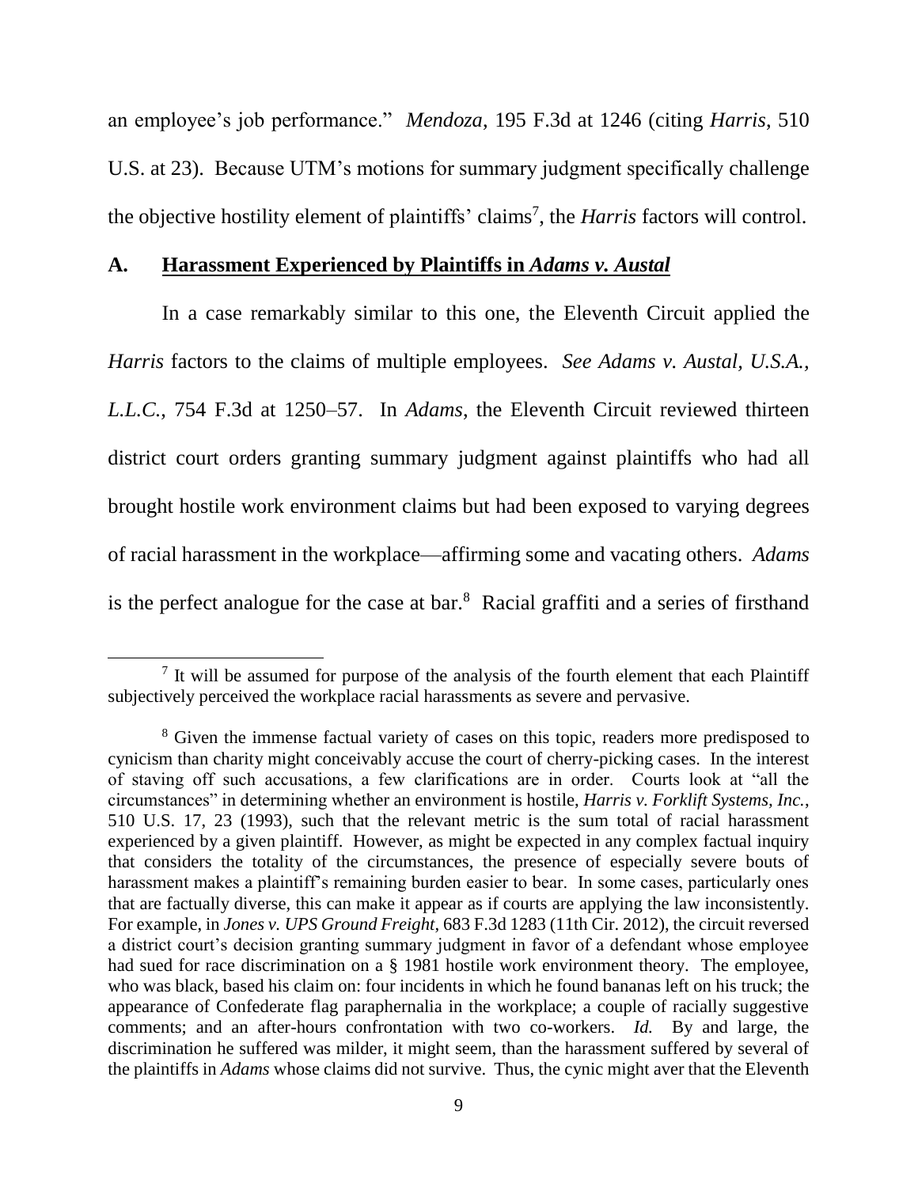an employee's job performance." *Mendoza*, 195 F.3d at 1246 (citing *Harris*, 510 U.S. at 23). Because UTM's motions for summary judgment specifically challenge the objective hostility element of plaintiffs' claims[7], the *Harris* factors will control.

## A. Harassment Experienced by Plaintiffs in *Adams v. Austal*

In a case remarkably similar to this one, the Eleventh Circuit applied the *Harris* factors to the claims of multiple employees. *See Adams v. Austal, U.S.A., L.L.C.*, 754 F.3d at 1250–57. In *Adams*, the Eleventh Circuit reviewed thirteen district court orders granting summary judgment against plaintiffs who had all brought hostile work environment claims but had been exposed to varying degrees of racial harassment in the workplace—affirming some and vacating others. *Adams* is the perfect analogue for the case at bar.[8] Racial graffiti and a series of firsthand

---

[7] It will be assumed for purpose of the analysis of the fourth element that each Plaintiff subjectively perceived the workplace racial harassments as severe and pervasive.

[8] Given the immense factual variety of cases on this topic, readers more predisposed to cynicism than charity might conceivably accuse the court of cherry-picking cases. In the interest of staving off such accusations, a few clarifications are in order. Courts look at "all the circumstances" in determining whether an environment is hostile, *Harris v. Forklift Systems, Inc.*, 510 U.S. 17, 23 (1993), such that the relevant metric is the sum total of racial harassment experienced by a given plaintiff. However, as might be expected in any complex factual inquiry that considers the totality of the circumstances, the presence of especially severe bouts of harassment makes a plaintiff's remaining burden easier to bear. In some cases, particularly ones that are factually diverse, this can make it appear as if courts are applying the law inconsistently. For example, in *Jones v. UPS Ground Freight*, 683 F.3d 1283 (11th Cir. 2012), the circuit reversed a district court's decision granting summary judgment in favor of a defendant whose employee had sued for race discrimination on a § 1981 hostile work environment theory. The employee, who was black, based his claim on: four incidents in which he found bananas left on his truck; the appearance of Confederate flag paraphernalia in the workplace; a couple of racially suggestive comments; and an after-hours confrontation with two co-workers. *Id.* By and large, the discrimination he suffered was milder, it might seem, than the harassment suffered by several of the plaintiffs in *Adams* whose claims did not survive. Thus, the cynic might aver that the Eleventh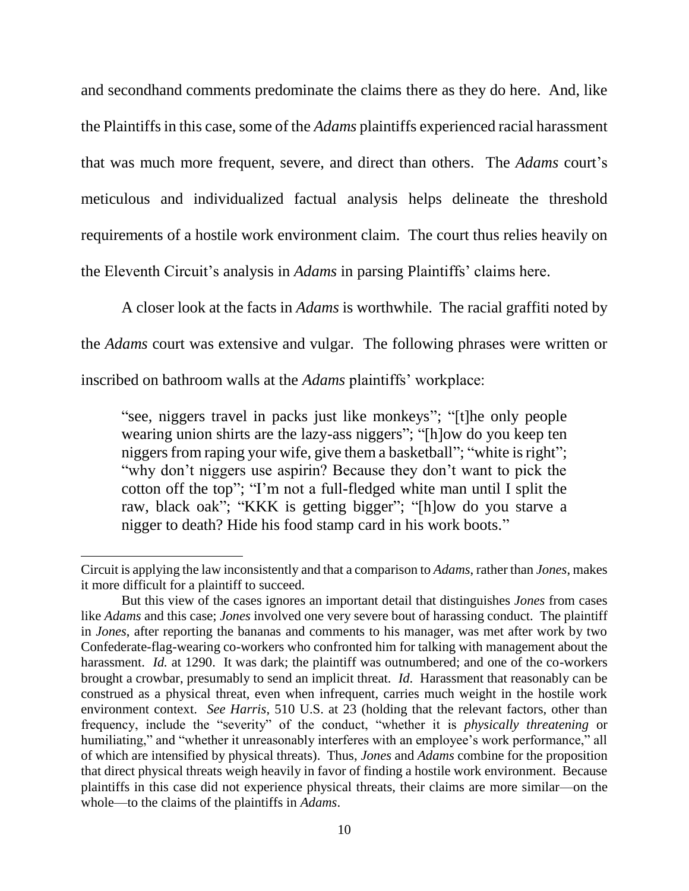and secondhand comments predominate the claims there as they do here. And, like the Plaintiffs in this case, some of the *Adams* plaintiffs experienced racial harassment that was much more frequent, severe, and direct than others. The *Adams* court's meticulous and individualized factual analysis helps delineate the threshold requirements of a hostile work environment claim. The court thus relies heavily on the Eleventh Circuit's analysis in *Adams* in parsing Plaintiffs' claims here.

A closer look at the facts in *Adams* is worthwhile. The racial graffiti noted by the *Adams* court was extensive and vulgar. The following phrases were written or inscribed on bathroom walls at the *Adams* plaintiffs' workplace:

> "see, niggers travel in packs just like monkeys"; "[t]he only people wearing union shirts are the lazy-ass niggers"; "[h]ow do you keep ten niggers from raping your wife, give them a basketball"; "white is right"; "why don't niggers use aspirin? Because they don't want to pick the cotton off the top"; "I'm not a full-fledged white man until I split the raw, black oak"; "KKK is getting bigger"; "[h]ow do you starve a nigger to death? Hide his food stamp card in his work boots."

---

Circuit is applying the law inconsistently and that a comparison to *Adams*, rather than *Jones*, makes it more difficult for a plaintiff to succeed.

But this view of the cases ignores an important detail that distinguishes *Jones* from cases like *Adams* and this case; *Jones* involved one very severe bout of harassing conduct. The plaintiff in *Jones*, after reporting the bananas and comments to his manager, was met after work by two Confederate-flag-wearing co-workers who confronted him for talking with management about the harassment. *Id.* at 1290. It was dark; the plaintiff was outnumbered; and one of the co-workers brought a crowbar, presumably to send an implicit threat. *Id.* Harassment that reasonably can be construed as a physical threat, even when infrequent, carries much weight in the hostile work environment context. *See Harris*, 510 U.S. at 23 (holding that the relevant factors, other than frequency, include the "severity" of the conduct, "whether it is *physically threatening* or humiliating," and "whether it unreasonably interferes with an employee's work performance," all of which are intensified by physical threats). Thus, *Jones* and *Adams* combine for the proposition that direct physical threats weigh heavily in favor of finding a hostile work environment. Because plaintiffs in this case did not experience physical threats, their claims are more similar—on the whole—to the claims of the plaintiffs in *Adams*.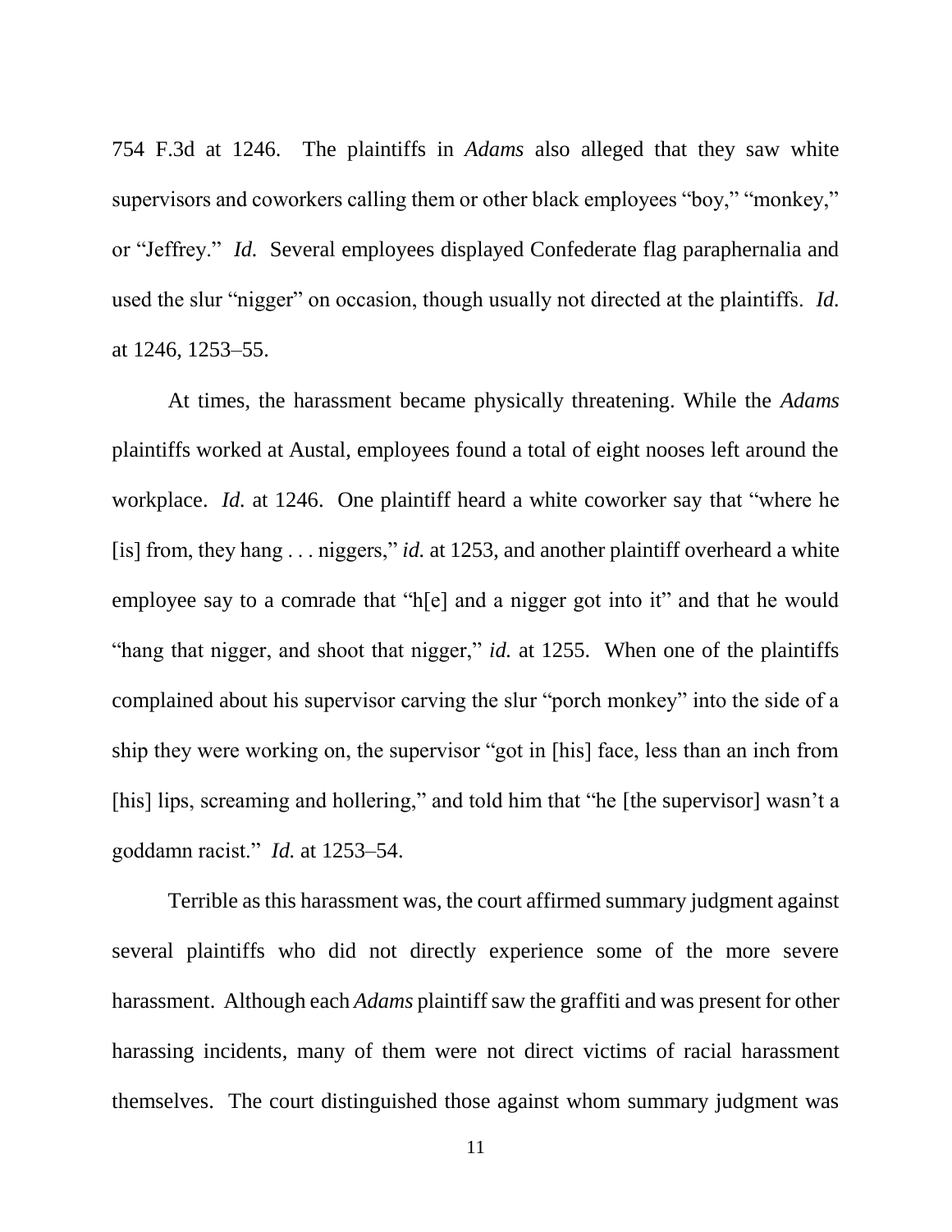754 F.3d at 1246. The plaintiffs in *Adams* also alleged that they saw white supervisors and coworkers calling them or other black employees "boy," "monkey," or "Jeffrey." *Id.* Several employees displayed Confederate flag paraphernalia and used the slur "nigger" on occasion, though usually not directed at the plaintiffs. *Id.* at 1246, 1253–55.

At times, the harassment became physically threatening. While the *Adams* plaintiffs worked at Austal, employees found a total of eight nooses left around the workplace. *Id.* at 1246. One plaintiff heard a white coworker say that "where he [is] from, they hang . . . niggers," *id.* at 1253, and another plaintiff overheard a white employee say to a comrade that "h[e] and a nigger got into it" and that he would "hang that nigger, and shoot that nigger," *id.* at 1255. When one of the plaintiffs complained about his supervisor carving the slur "porch monkey" into the side of a ship they were working on, the supervisor "got in [his] face, less than an inch from [his] lips, screaming and hollering," and told him that "he [the supervisor] wasn't a goddamn racist." *Id.* at 1253–54.

Terrible as this harassment was, the court affirmed summary judgment against several plaintiffs who did not directly experience some of the more severe harassment. Although each *Adams* plaintiff saw the graffiti and was present for other harassing incidents, many of them were not direct victims of racial harassment themselves. The court distinguished those against whom summary judgment was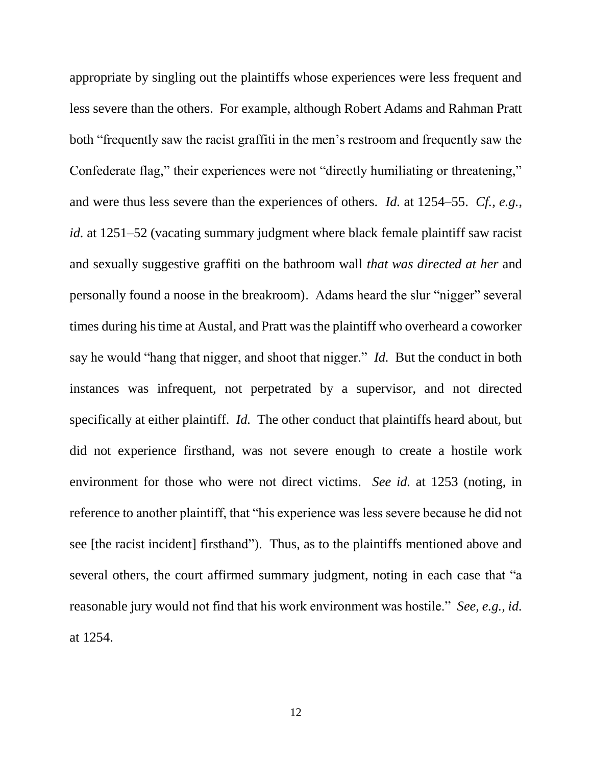appropriate by singling out the plaintiffs whose experiences were less frequent and less severe than the others. For example, although Robert Adams and Rahman Pratt both "frequently saw the racist graffiti in the men's restroom and frequently saw the Confederate flag," their experiences were not "directly humiliating or threatening," and were thus less severe than the experiences of others. *Id.* at 1254–55. *Cf., e.g., id.* at 1251–52 (vacating summary judgment where black female plaintiff saw racist and sexually suggestive graffiti on the bathroom wall *that was directed at her* and personally found a noose in the breakroom). Adams heard the slur "nigger" several times during his time at Austal, and Pratt was the plaintiff who overheard a coworker say he would "hang that nigger, and shoot that nigger." *Id.* But the conduct in both instances was infrequent, not perpetrated by a supervisor, and not directed specifically at either plaintiff. *Id.* The other conduct that plaintiffs heard about, but did not experience firsthand, was not severe enough to create a hostile work environment for those who were not direct victims. *See id.* at 1253 (noting, in reference to another plaintiff, that "his experience was less severe because he did not see [the racist incident] firsthand"). Thus, as to the plaintiffs mentioned above and several others, the court affirmed summary judgment, noting in each case that "a reasonable jury would not find that his work environment was hostile." *See, e.g., id.* at 1254.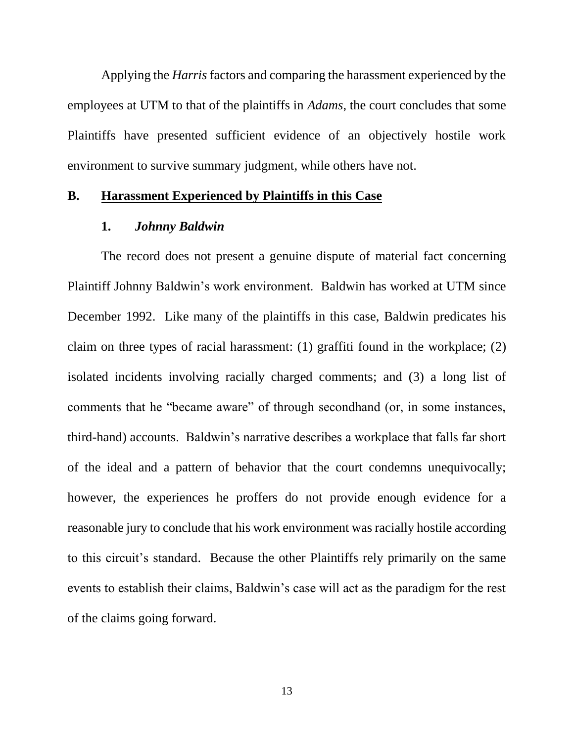Applying the *Harris* factors and comparing the harassment experienced by the employees at UTM to that of the plaintiffs in *Adams*, the court concludes that some Plaintiffs have presented sufficient evidence of an objectively hostile work environment to survive summary judgment, while others have not.

## B. Harassment Experienced by Plaintiffs in this Case

### 1. *Johnny Baldwin*

The record does not present a genuine dispute of material fact concerning Plaintiff Johnny Baldwin's work environment. Baldwin has worked at UTM since December 1992. Like many of the plaintiffs in this case, Baldwin predicates his claim on three types of racial harassment: (1) graffiti found in the workplace; (2) isolated incidents involving racially charged comments; and (3) a long list of comments that he "became aware" of through secondhand (or, in some instances, third-hand) accounts. Baldwin's narrative describes a workplace that falls far short of the ideal and a pattern of behavior that the court condemns unequivocally; however, the experiences he proffers do not provide enough evidence for a reasonable jury to conclude that his work environment was racially hostile according to this circuit's standard. Because the other Plaintiffs rely primarily on the same events to establish their claims, Baldwin's case will act as the paradigm for the rest of the claims going forward.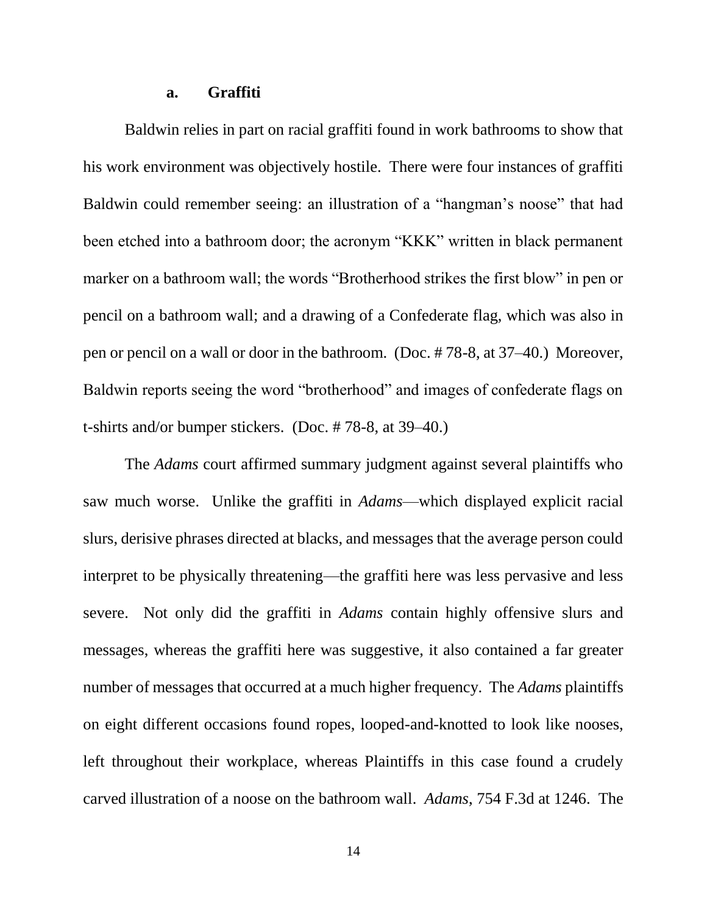#### a. Graffiti

Baldwin relies in part on racial graffiti found in work bathrooms to show that his work environment was objectively hostile. There were four instances of graffiti Baldwin could remember seeing: an illustration of a "hangman's noose" that had been etched into a bathroom door; the acronym "KKK" written in black permanent marker on a bathroom wall; the words "Brotherhood strikes the first blow" in pen or pencil on a bathroom wall; and a drawing of a Confederate flag, which was also in pen or pencil on a wall or door in the bathroom. (Doc. # 78-8, at 37–40.) Moreover, Baldwin reports seeing the word "brotherhood" and images of confederate flags on t-shirts and/or bumper stickers. (Doc. # 78-8, at 39–40.)

The *Adams* court affirmed summary judgment against several plaintiffs who saw much worse. Unlike the graffiti in *Adams*—which displayed explicit racial slurs, derisive phrases directed at blacks, and messages that the average person could interpret to be physically threatening—the graffiti here was less pervasive and less severe. Not only did the graffiti in *Adams* contain highly offensive slurs and messages, whereas the graffiti here was suggestive, it also contained a far greater number of messages that occurred at a much higher frequency. The *Adams* plaintiffs on eight different occasions found ropes, looped-and-knotted to look like nooses, left throughout their workplace, whereas Plaintiffs in this case found a crudely carved illustration of a noose on the bathroom wall. *Adams*, 754 F.3d at 1246. The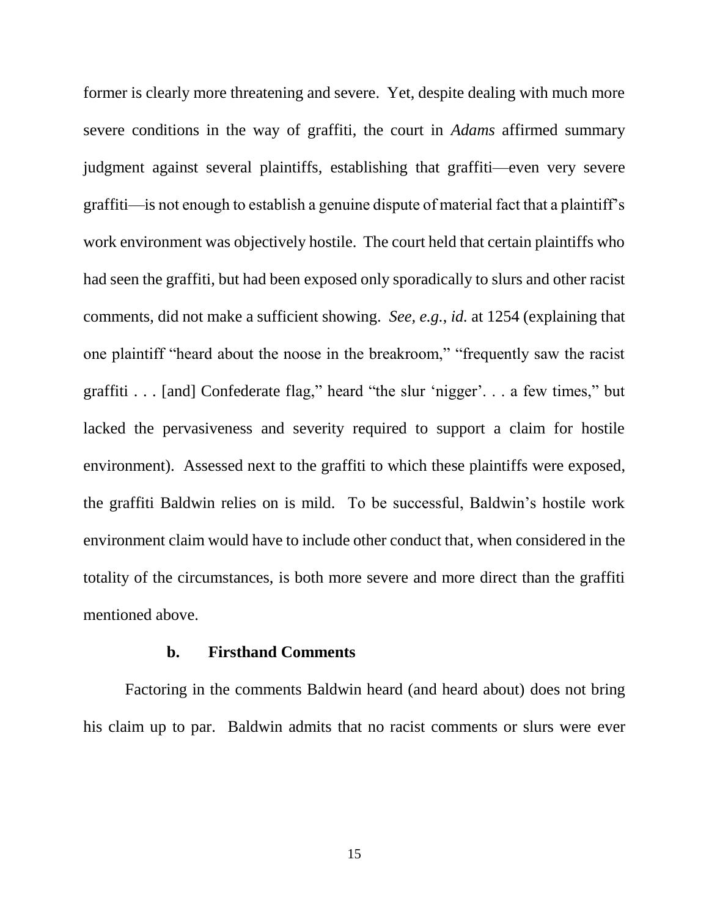former is clearly more threatening and severe. Yet, despite dealing with much more severe conditions in the way of graffiti, the court in *Adams* affirmed summary judgment against several plaintiffs, establishing that graffiti—even very severe graffiti—is not enough to establish a genuine dispute of material fact that a plaintiff's work environment was objectively hostile. The court held that certain plaintiffs who had seen the graffiti, but had been exposed only sporadically to slurs and other racist comments, did not make a sufficient showing. *See, e.g.*, *id.* at 1254 (explaining that one plaintiff "heard about the noose in the breakroom," "frequently saw the racist graffiti . . . [and] Confederate flag," heard "the slur 'nigger'. . . a few times," but lacked the pervasiveness and severity required to support a claim for hostile environment). Assessed next to the graffiti to which these plaintiffs were exposed, the graffiti Baldwin relies on is mild. To be successful, Baldwin's hostile work environment claim would have to include other conduct that, when considered in the totality of the circumstances, is both more severe and more direct than the graffiti mentioned above.

**b. Firsthand Comments**

Factoring in the comments Baldwin heard (and heard about) does not bring his claim up to par. Baldwin admits that no racist comments or slurs were ever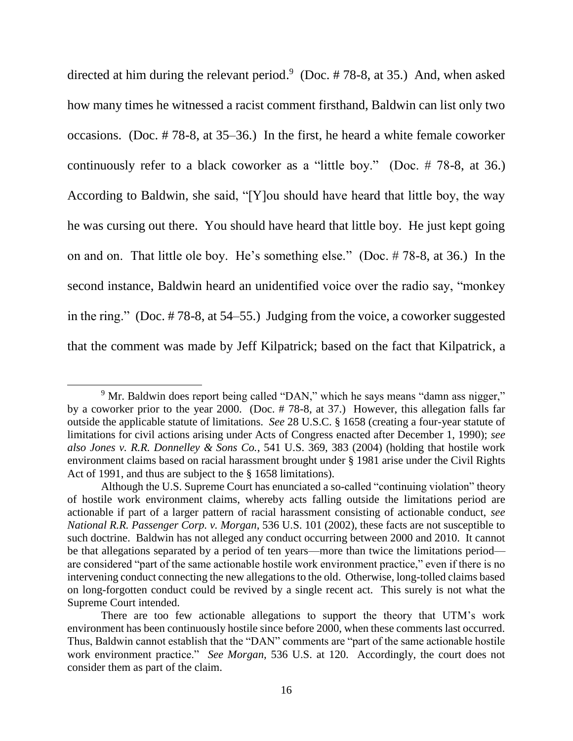directed at him during the relevant period.[9] (Doc. # 78-8, at 35.) And, when asked how many times he witnessed a racist comment firsthand, Baldwin can list only two occasions. (Doc. # 78-8, at 35–36.) In the first, he heard a white female coworker continuously refer to a black coworker as a "little boy." (Doc. # 78-8, at 36.) According to Baldwin, she said, "[Y]ou should have heard that little boy, the way he was cursing out there. You should have heard that little boy. He just kept going on and on. That little ole boy. He's something else." (Doc. # 78-8, at 36.) In the second instance, Baldwin heard an unidentified voice over the radio say, "monkey in the ring." (Doc. # 78-8, at 54–55.) Judging from the voice, a coworker suggested that the comment was made by Jeff Kilpatrick; based on the fact that Kilpatrick, a

---

[9] Mr. Baldwin does report being called "DAN," which he says means "damn ass nigger," by a coworker prior to the year 2000. (Doc. # 78-8, at 37.) However, this allegation falls far outside the applicable statute of limitations. *See* 28 U.S.C. § 1658 (creating a four-year statute of limitations for civil actions arising under Acts of Congress enacted after December 1, 1990); *see also Jones v. R.R. Donnelley & Sons Co.*, 541 U.S. 369, 383 (2004) (holding that hostile work environment claims based on racial harassment brought under § 1981 arise under the Civil Rights Act of 1991, and thus are subject to the § 1658 limitations).

Although the U.S. Supreme Court has enunciated a so-called "continuing violation" theory of hostile work environment claims, whereby acts falling outside the limitations period are actionable if part of a larger pattern of racial harassment consisting of actionable conduct, *see National R.R. Passenger Corp. v. Morgan*, 536 U.S. 101 (2002), these facts are not susceptible to such doctrine. Baldwin has not alleged any conduct occurring between 2000 and 2010. It cannot be that allegations separated by a period of ten years—more than twice the limitations period—are considered "part of the same actionable hostile work environment practice," even if there is no intervening conduct connecting the new allegations to the old. Otherwise, long-tolled claims based on long-forgotten conduct could be revived by a single recent act. This surely is not what the Supreme Court intended.

There are too few actionable allegations to support the theory that UTM's work environment has been continuously hostile since before 2000, when these comments last occurred. Thus, Baldwin cannot establish that the "DAN" comments are "part of the same actionable hostile work environment practice." *See Morgan*, 536 U.S. at 120. Accordingly, the court does not consider them as part of the claim.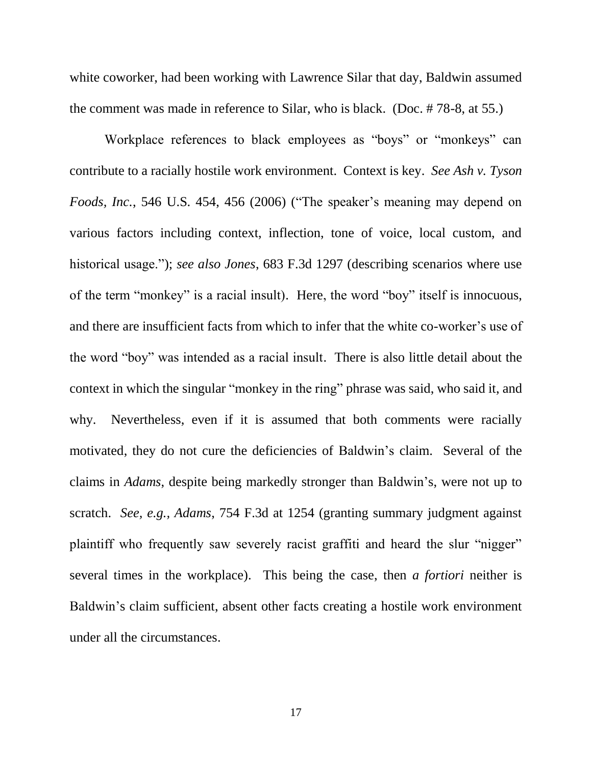white coworker, had been working with Lawrence Silar that day, Baldwin assumed the comment was made in reference to Silar, who is black. (Doc. # 78-8, at 55.)

Workplace references to black employees as "boys" or "monkeys" can contribute to a racially hostile work environment. Context is key. *See Ash v. Tyson Foods, Inc.*, 546 U.S. 454, 456 (2006) ("The speaker's meaning may depend on various factors including context, inflection, tone of voice, local custom, and historical usage."); *see also Jones*, 683 F.3d 1297 (describing scenarios where use of the term "monkey" is a racial insult). Here, the word "boy" itself is innocuous, and there are insufficient facts from which to infer that the white co-worker's use of the word "boy" was intended as a racial insult. There is also little detail about the context in which the singular "monkey in the ring" phrase was said, who said it, and why. Nevertheless, even if it is assumed that both comments were racially motivated, they do not cure the deficiencies of Baldwin's claim. Several of the claims in *Adams*, despite being markedly stronger than Baldwin's, were not up to scratch. *See, e.g., Adams*, 754 F.3d at 1254 (granting summary judgment against plaintiff who frequently saw severely racist graffiti and heard the slur "nigger" several times in the workplace). This being the case, then *a fortiori* neither is Baldwin's claim sufficient, absent other facts creating a hostile work environment under all the circumstances.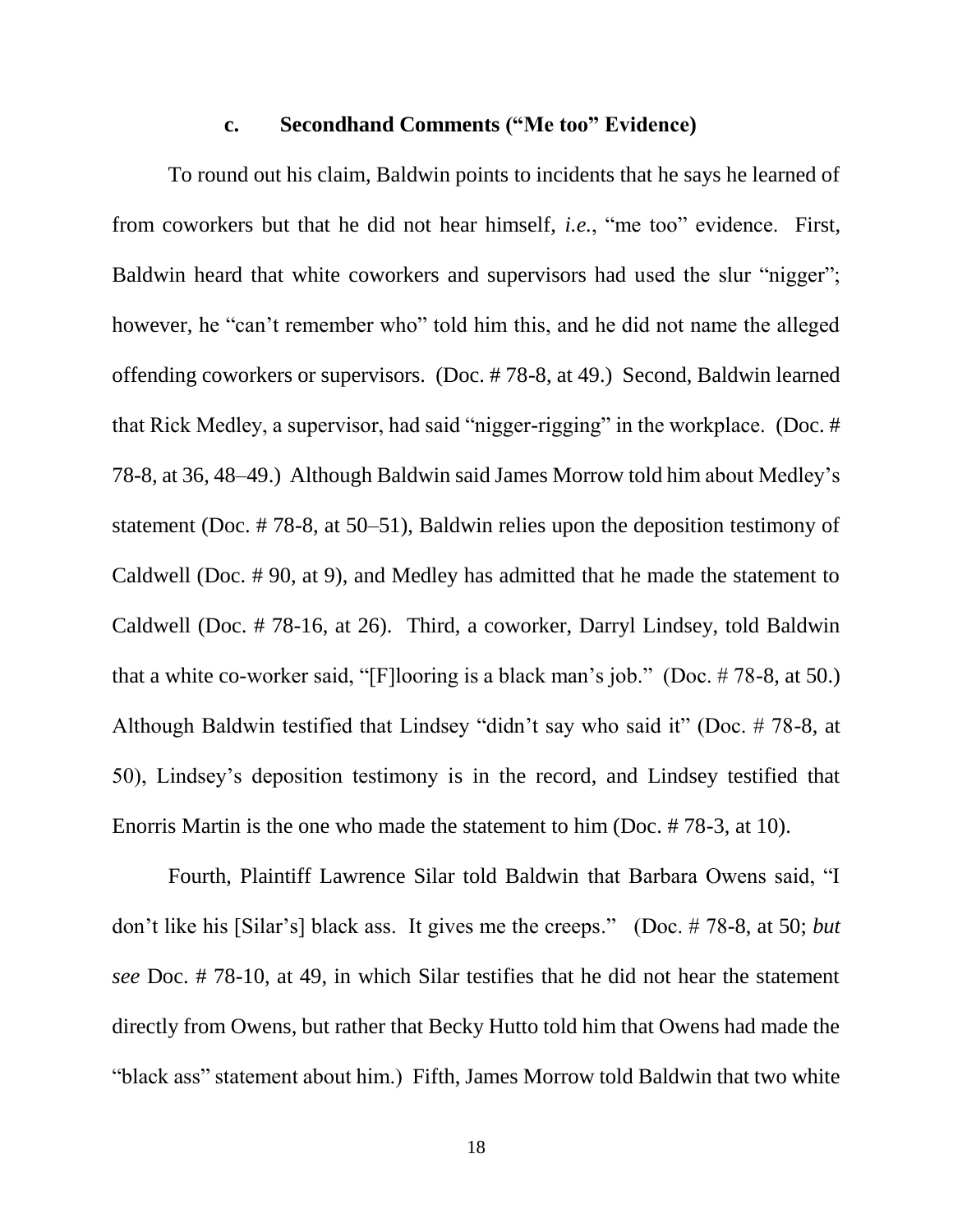### c. Secondhand Comments ("Me too" Evidence)

To round out his claim, Baldwin points to incidents that he says he learned of from coworkers but that he did not hear himself, *i.e.*, "me too" evidence. First, Baldwin heard that white coworkers and supervisors had used the slur "nigger"; however, he "can't remember who" told him this, and he did not name the alleged offending coworkers or supervisors. (Doc. # 78-8, at 49.) Second, Baldwin learned that Rick Medley, a supervisor, had said "nigger-rigging" in the workplace. (Doc. # 78-8, at 36, 48–49.) Although Baldwin said James Morrow told him about Medley's statement (Doc. # 78-8, at 50–51), Baldwin relies upon the deposition testimony of Caldwell (Doc. # 90, at 9), and Medley has admitted that he made the statement to Caldwell (Doc. # 78-16, at 26). Third, a coworker, Darryl Lindsey, told Baldwin that a white co-worker said, "[F]looring is a black man's job." (Doc. # 78-8, at 50.) Although Baldwin testified that Lindsey "didn't say who said it" (Doc. # 78-8, at 50), Lindsey's deposition testimony is in the record, and Lindsey testified that Enorris Martin is the one who made the statement to him (Doc. # 78-3, at 10).

Fourth, Plaintiff Lawrence Silar told Baldwin that Barbara Owens said, "I don't like his [Silar's] black ass. It gives me the creeps." (Doc. # 78-8, at 50; *but see* Doc. # 78-10, at 49, in which Silar testifies that he did not hear the statement directly from Owens, but rather that Becky Hutto told him that Owens had made the "black ass" statement about him.) Fifth, James Morrow told Baldwin that two white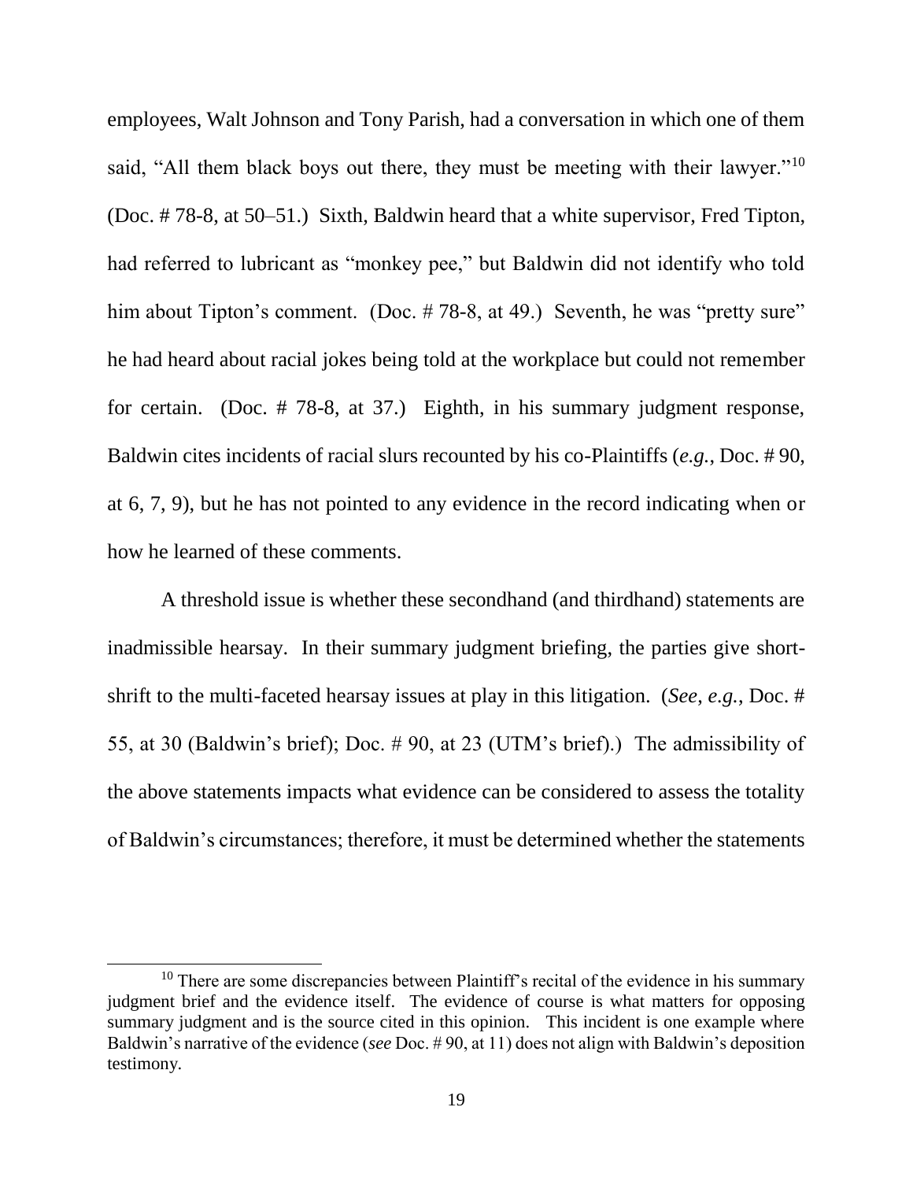employees, Walt Johnson and Tony Parish, had a conversation in which one of them said, "All them black boys out there, they must be meeting with their lawyer."[10] (Doc. # 78-8, at 50–51.) Sixth, Baldwin heard that a white supervisor, Fred Tipton, had referred to lubricant as "monkey pee," but Baldwin did not identify who told him about Tipton's comment. (Doc. # 78-8, at 49.) Seventh, he was "pretty sure" he had heard about racial jokes being told at the workplace but could not remember for certain. (Doc. # 78-8, at 37.) Eighth, in his summary judgment response, Baldwin cites incidents of racial slurs recounted by his co-Plaintiffs (*e.g.*, Doc. # 90, at 6, 7, 9), but he has not pointed to any evidence in the record indicating when or how he learned of these comments.

A threshold issue is whether these secondhand (and thirdhand) statements are inadmissible hearsay. In their summary judgment briefing, the parties give short-shrift to the multi-faceted hearsay issues at play in this litigation. (*See, e.g.*, Doc. # 55, at 30 (Baldwin's brief); Doc. # 90, at 23 (UTM's brief).) The admissibility of the above statements impacts what evidence can be considered to assess the totality of Baldwin's circumstances; therefore, it must be determined whether the statements

[10] There are some discrepancies between Plaintiff's recital of the evidence in his summary judgment brief and the evidence itself. The evidence of course is what matters for opposing summary judgment and is the source cited in this opinion. This incident is one example where Baldwin's narrative of the evidence (*see* Doc. # 90, at 11) does not align with Baldwin's deposition testimony.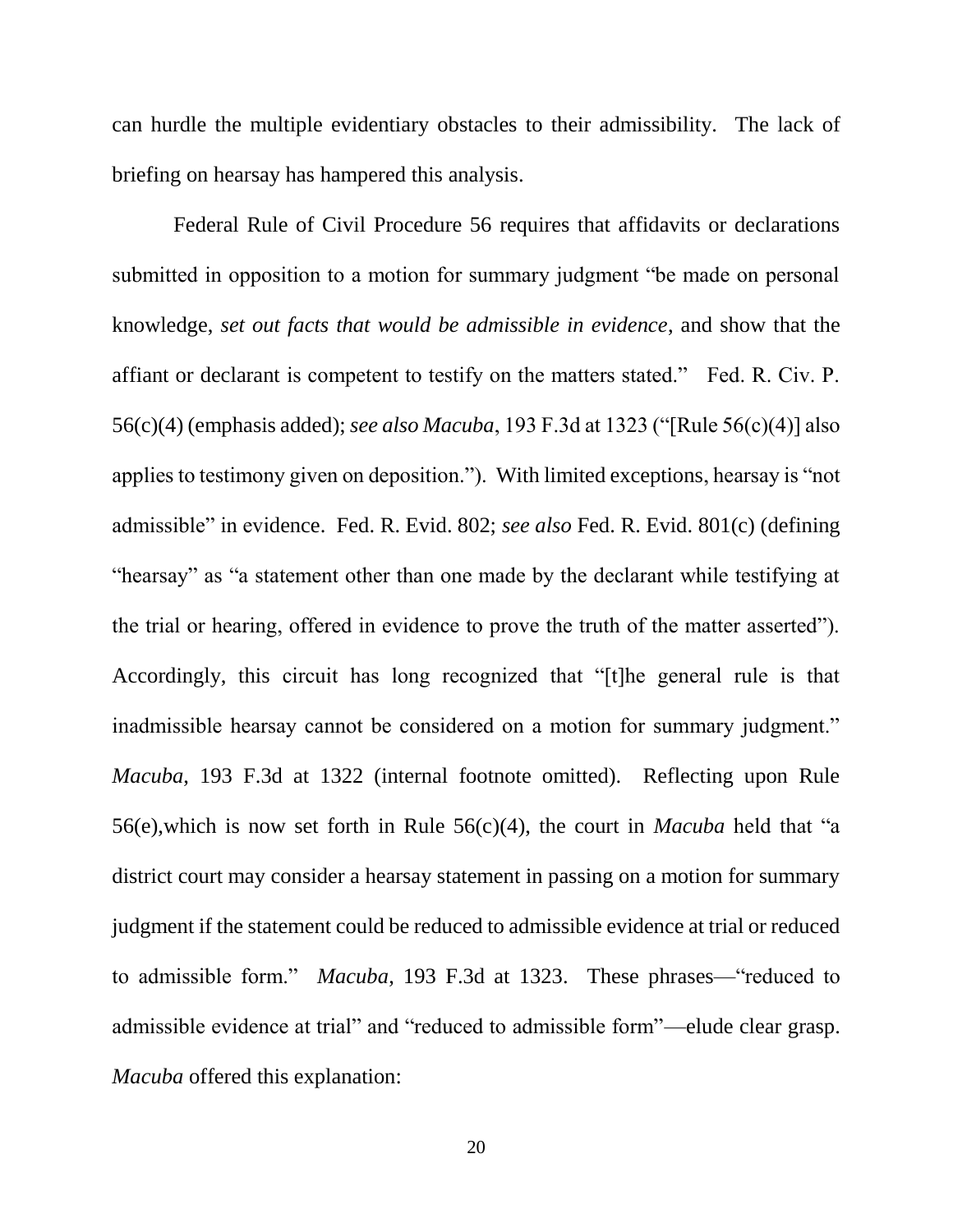can hurdle the multiple evidentiary obstacles to their admissibility. The lack of briefing on hearsay has hampered this analysis.

Federal Rule of Civil Procedure 56 requires that affidavits or declarations submitted in opposition to a motion for summary judgment "be made on personal knowledge, *set out facts that would be admissible in evidence*, and show that the affiant or declarant is competent to testify on the matters stated." Fed. R. Civ. P. 56(c)(4) (emphasis added); *see also Macuba*, 193 F.3d at 1323 ("[Rule 56(c)(4)] also applies to testimony given on deposition."). With limited exceptions, hearsay is "not admissible" in evidence. Fed. R. Evid. 802; *see also* Fed. R. Evid. 801(c) (defining "hearsay" as "a statement other than one made by the declarant while testifying at the trial or hearing, offered in evidence to prove the truth of the matter asserted"). Accordingly, this circuit has long recognized that "[t]he general rule is that inadmissible hearsay cannot be considered on a motion for summary judgment." *Macuba*, 193 F.3d at 1322 (internal footnote omitted). Reflecting upon Rule 56(e),which is now set forth in Rule 56(c)(4), the court in *Macuba* held that "a district court may consider a hearsay statement in passing on a motion for summary judgment if the statement could be reduced to admissible evidence at trial or reduced to admissible form." *Macuba*, 193 F.3d at 1323. These phrases—"reduced to admissible evidence at trial" and "reduced to admissible form"—elude clear grasp. *Macuba* offered this explanation: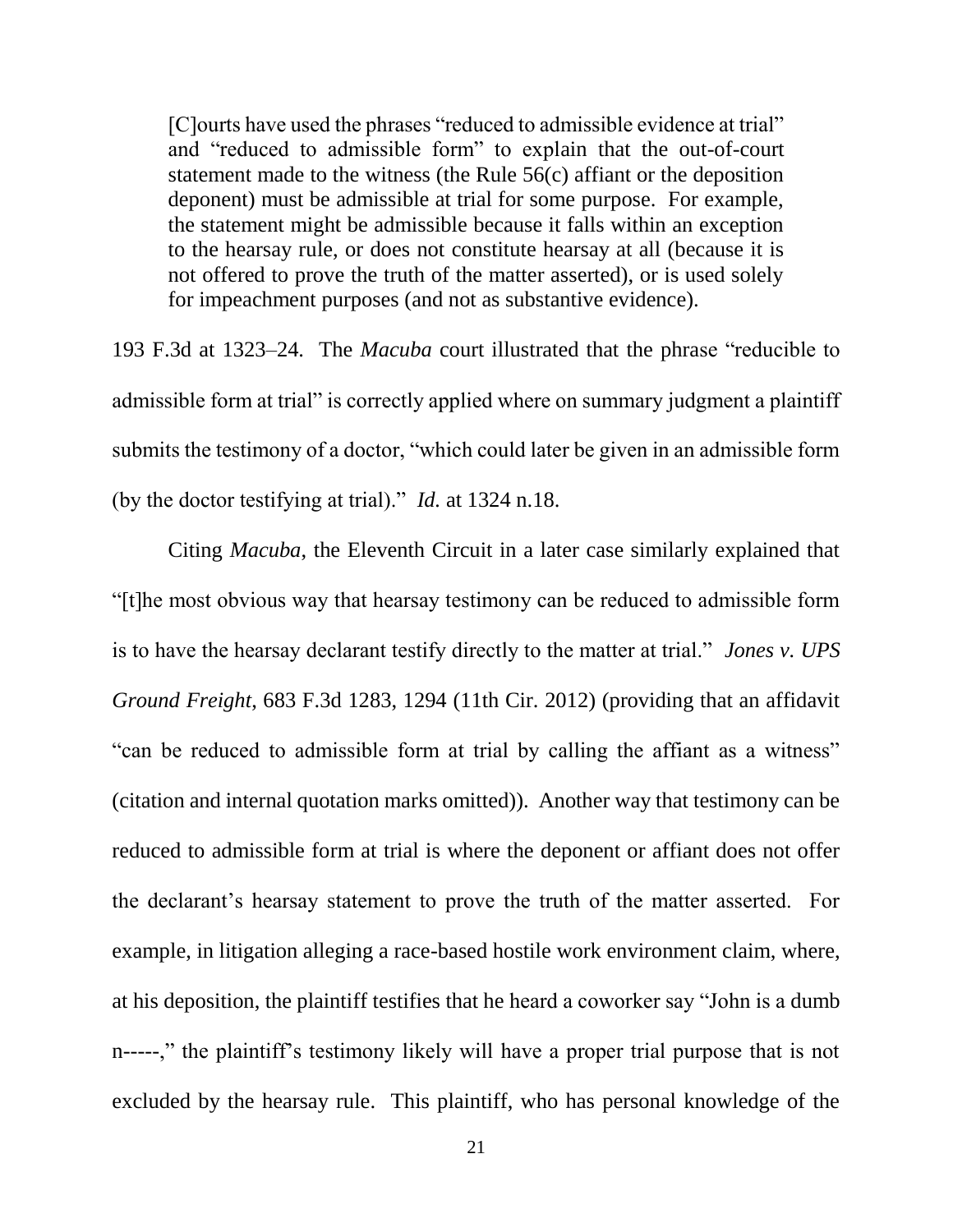> [C]ourts have used the phrases "reduced to admissible evidence at trial" and "reduced to admissible form" to explain that the out-of-court statement made to the witness (the Rule 56(c) affiant or the deposition deponent) must be admissible at trial for some purpose. For example, the statement might be admissible because it falls within an exception to the hearsay rule, or does not constitute hearsay at all (because it is not offered to prove the truth of the matter asserted), or is used solely for impeachment purposes (and not as substantive evidence).

193 F.3d at 1323–24. The *Macuba* court illustrated that the phrase "reducible to admissible form at trial" is correctly applied where on summary judgment a plaintiff submits the testimony of a doctor, "which could later be given in an admissible form (by the doctor testifying at trial)." *Id.* at 1324 n.18.

Citing *Macuba*, the Eleventh Circuit in a later case similarly explained that "[t]he most obvious way that hearsay testimony can be reduced to admissible form is to have the hearsay declarant testify directly to the matter at trial." *Jones v. UPS Ground Freight*, 683 F.3d 1283, 1294 (11th Cir. 2012) (providing that an affidavit "can be reduced to admissible form at trial by calling the affiant as a witness" (citation and internal quotation marks omitted)). Another way that testimony can be reduced to admissible form at trial is where the deponent or affiant does not offer the declarant's hearsay statement to prove the truth of the matter asserted. For example, in litigation alleging a race-based hostile work environment claim, where, at his deposition, the plaintiff testifies that he heard a coworker say "John is a dumb n-----," the plaintiff's testimony likely will have a proper trial purpose that is not excluded by the hearsay rule. This plaintiff, who has personal knowledge of the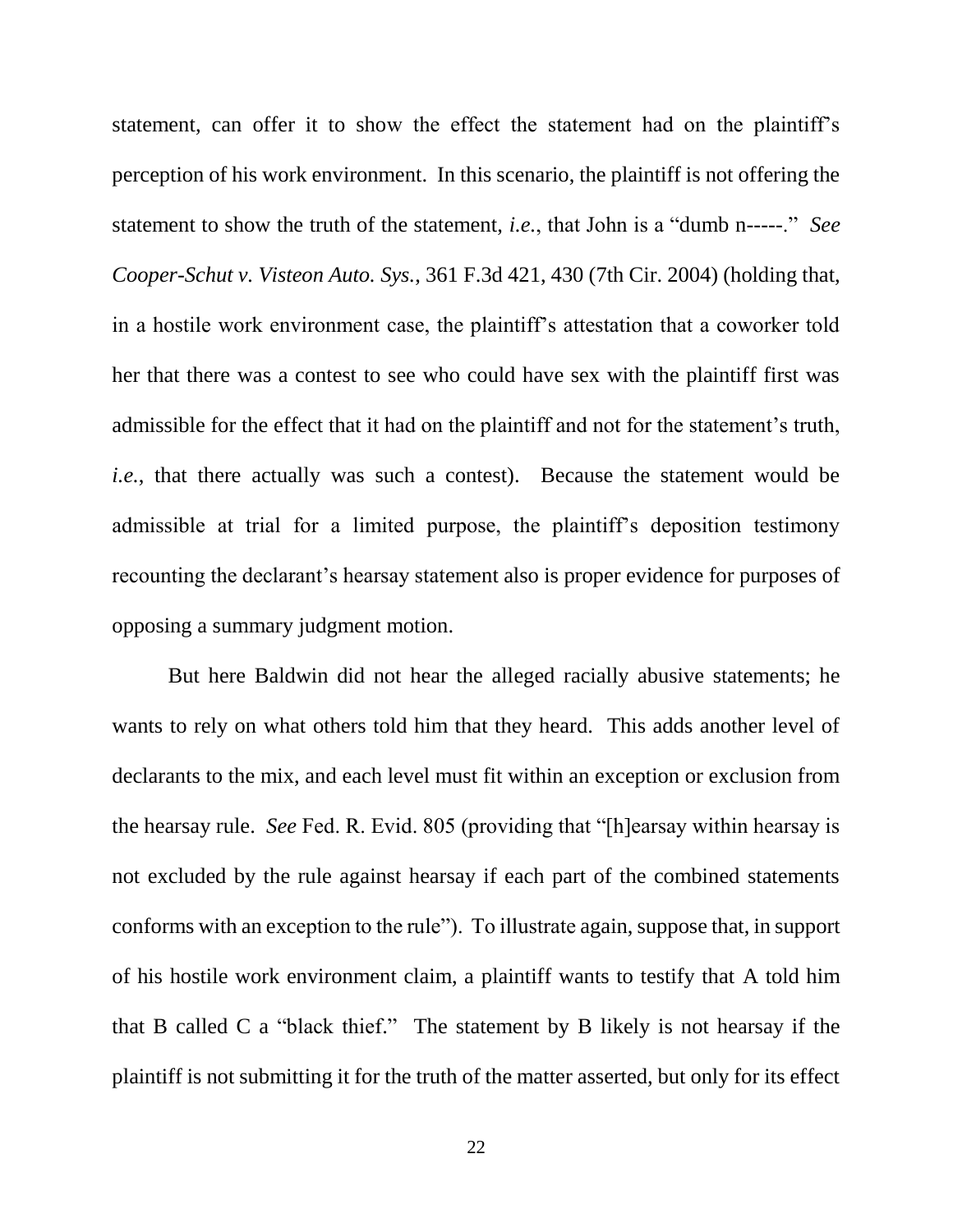statement, can offer it to show the effect the statement had on the plaintiff's perception of his work environment. In this scenario, the plaintiff is not offering the statement to show the truth of the statement, *i.e.*, that John is a "dumb n-----." *See Cooper-Schut v. Visteon Auto. Sys.*, 361 F.3d 421, 430 (7th Cir. 2004) (holding that, in a hostile work environment case, the plaintiff's attestation that a coworker told her that there was a contest to see who could have sex with the plaintiff first was admissible for the effect that it had on the plaintiff and not for the statement's truth, *i.e.*, that there actually was such a contest). Because the statement would be admissible at trial for a limited purpose, the plaintiff's deposition testimony recounting the declarant's hearsay statement also is proper evidence for purposes of opposing a summary judgment motion.

But here Baldwin did not hear the alleged racially abusive statements; he wants to rely on what others told him that they heard. This adds another level of declarants to the mix, and each level must fit within an exception or exclusion from the hearsay rule. *See* Fed. R. Evid. 805 (providing that "[h]earsay within hearsay is not excluded by the rule against hearsay if each part of the combined statements conforms with an exception to the rule"). To illustrate again, suppose that, in support of his hostile work environment claim, a plaintiff wants to testify that A told him that B called C a "black thief." The statement by B likely is not hearsay if the plaintiff is not submitting it for the truth of the matter asserted, but only for its effect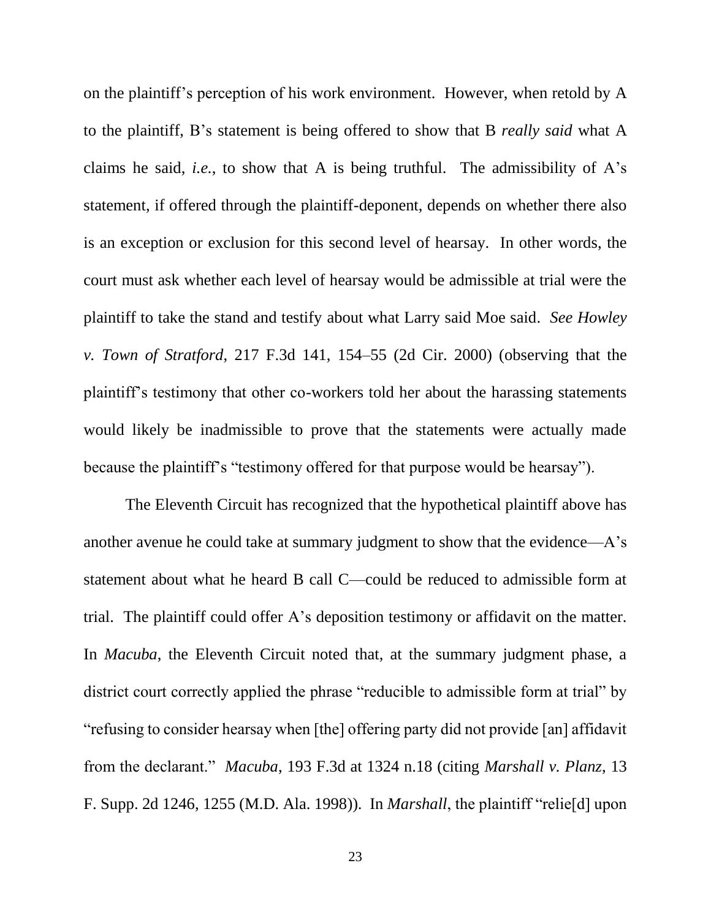on the plaintiff's perception of his work environment. However, when retold by A to the plaintiff, B's statement is being offered to show that B *really said* what A claims he said, *i.e.*, to show that A is being truthful. The admissibility of A's statement, if offered through the plaintiff-deponent, depends on whether there also is an exception or exclusion for this second level of hearsay. In other words, the court must ask whether each level of hearsay would be admissible at trial were the plaintiff to take the stand and testify about what Larry said Moe said. *See Howley v. Town of Stratford*, 217 F.3d 141, 154–55 (2d Cir. 2000) (observing that the plaintiff's testimony that other co-workers told her about the harassing statements would likely be inadmissible to prove that the statements were actually made because the plaintiff's "testimony offered for that purpose would be hearsay").

The Eleventh Circuit has recognized that the hypothetical plaintiff above has another avenue he could take at summary judgment to show that the evidence—A's statement about what he heard B call C—could be reduced to admissible form at trial. The plaintiff could offer A's deposition testimony or affidavit on the matter. In *Macuba*, the Eleventh Circuit noted that, at the summary judgment phase, a district court correctly applied the phrase "reducible to admissible form at trial" by "refusing to consider hearsay when [the] offering party did not provide [an] affidavit from the declarant." *Macuba*, 193 F.3d at 1324 n.18 (citing *Marshall v. Planz*, 13 F. Supp. 2d 1246, 1255 (M.D. Ala. 1998)). In *Marshall*, the plaintiff "relie[d] upon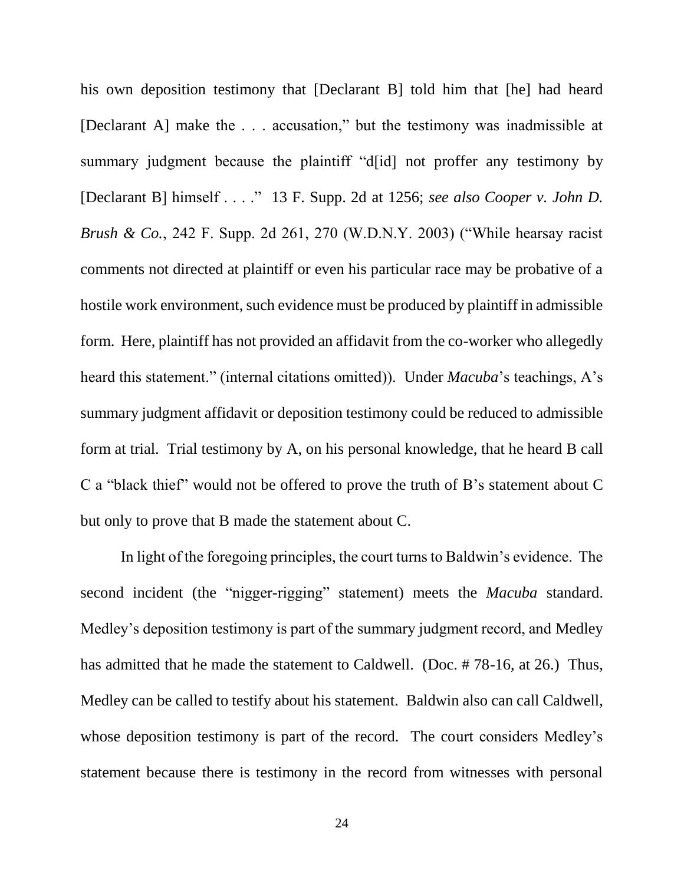his own deposition testimony that [Declarant B] told him that [he] had heard [Declarant A] make the . . . accusation," but the testimony was inadmissible at summary judgment because the plaintiff "d[id] not proffer any testimony by [Declarant B] himself . . . ." 13 F. Supp. 2d at 1256; *see also Cooper v. John D. Brush & Co.*, 242 F. Supp. 2d 261, 270 (W.D.N.Y. 2003) ("While hearsay racist comments not directed at plaintiff or even his particular race may be probative of a hostile work environment, such evidence must be produced by plaintiff in admissible form. Here, plaintiff has not provided an affidavit from the co-worker who allegedly heard this statement." (internal citations omitted)). Under *Macuba*'s teachings, A's summary judgment affidavit or deposition testimony could be reduced to admissible form at trial. Trial testimony by A, on his personal knowledge, that he heard B call C a "black thief" would not be offered to prove the truth of B's statement about C but only to prove that B made the statement about C.

In light of the foregoing principles, the court turns to Baldwin's evidence. The second incident (the "nigger-rigging" statement) meets the *Macuba* standard. Medley's deposition testimony is part of the summary judgment record, and Medley has admitted that he made the statement to Caldwell. (Doc. # 78-16, at 26.) Thus, Medley can be called to testify about his statement. Baldwin also can call Caldwell, whose deposition testimony is part of the record. The court considers Medley's statement because there is testimony in the record from witnesses with personal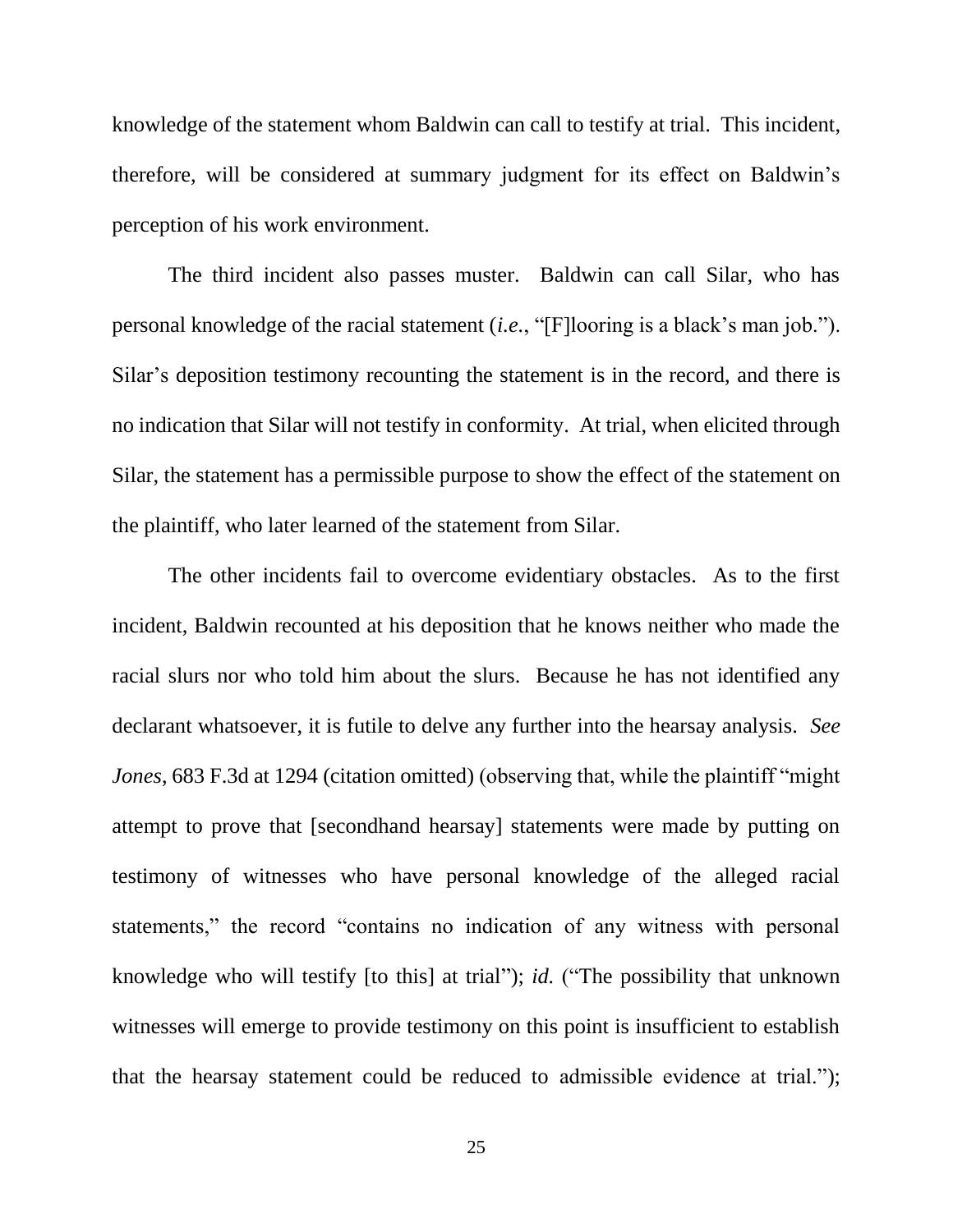knowledge of the statement whom Baldwin can call to testify at trial. This incident, therefore, will be considered at summary judgment for its effect on Baldwin's perception of his work environment.

The third incident also passes muster. Baldwin can call Silar, who has personal knowledge of the racial statement (*i.e.*, "[F]looring is a black's man job."). Silar's deposition testimony recounting the statement is in the record, and there is no indication that Silar will not testify in conformity. At trial, when elicited through Silar, the statement has a permissible purpose to show the effect of the statement on the plaintiff, who later learned of the statement from Silar.

The other incidents fail to overcome evidentiary obstacles. As to the first incident, Baldwin recounted at his deposition that he knows neither who made the racial slurs nor who told him about the slurs. Because he has not identified any declarant whatsoever, it is futile to delve any further into the hearsay analysis. *See Jones*, 683 F.3d at 1294 (citation omitted) (observing that, while the plaintiff "might attempt to prove that [secondhand hearsay] statements were made by putting on testimony of witnesses who have personal knowledge of the alleged racial statements," the record "contains no indication of any witness with personal knowledge who will testify [to this] at trial"); *id.* ("The possibility that unknown witnesses will emerge to provide testimony on this point is insufficient to establish that the hearsay statement could be reduced to admissible evidence at trial.");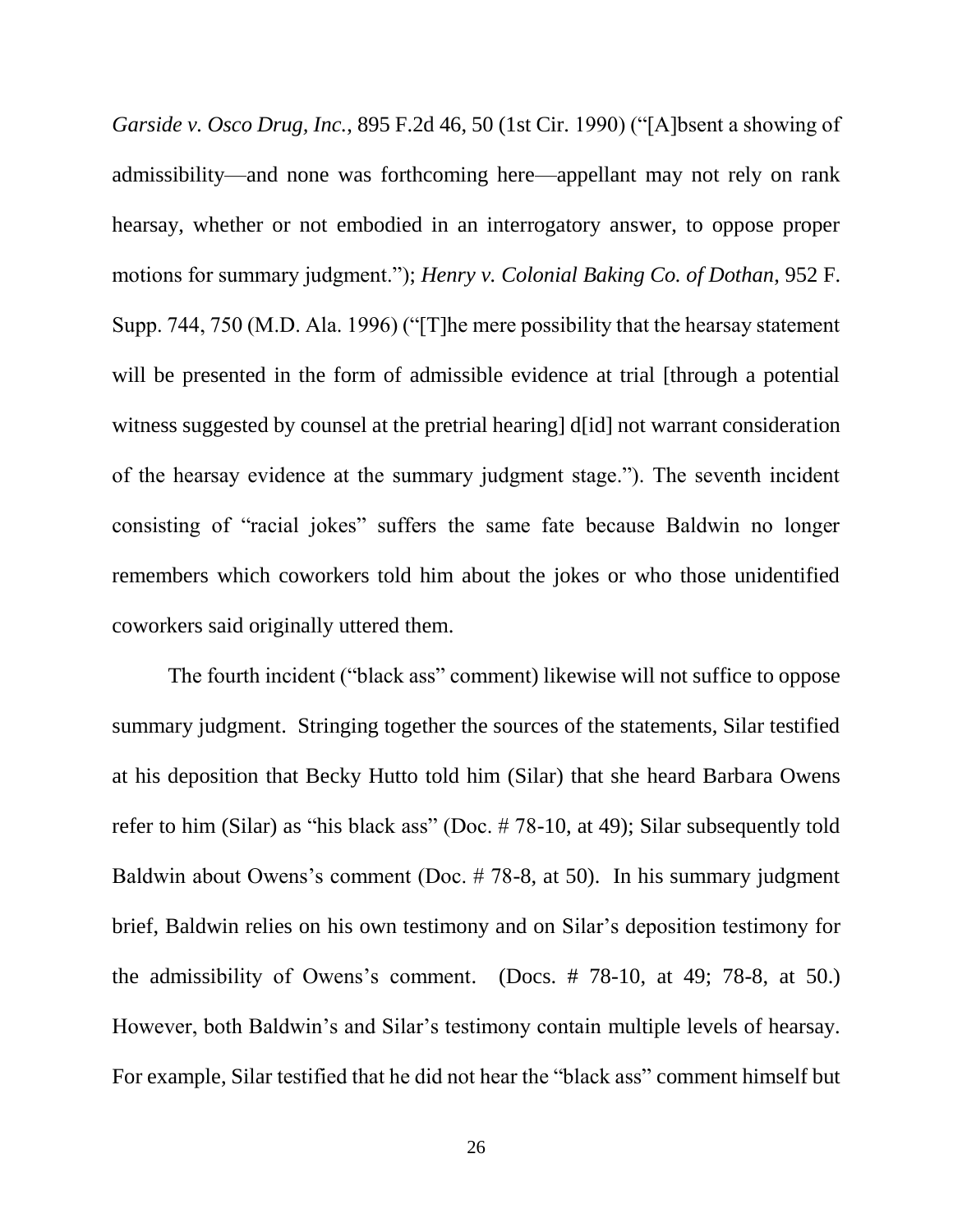*Garside v. Osco Drug, Inc.*, 895 F.2d 46, 50 (1st Cir. 1990) ("[A]bsent a showing of admissibility—and none was forthcoming here—appellant may not rely on rank hearsay, whether or not embodied in an interrogatory answer, to oppose proper motions for summary judgment."); *Henry v. Colonial Baking Co. of Dothan*, 952 F. Supp. 744, 750 (M.D. Ala. 1996) ("[T]he mere possibility that the hearsay statement will be presented in the form of admissible evidence at trial [through a potential witness suggested by counsel at the pretrial hearing] d[id] not warrant consideration of the hearsay evidence at the summary judgment stage."). The seventh incident consisting of "racial jokes" suffers the same fate because Baldwin no longer remembers which coworkers told him about the jokes or who those unidentified coworkers said originally uttered them.

The fourth incident ("black ass" comment) likewise will not suffice to oppose summary judgment. Stringing together the sources of the statements, Silar testified at his deposition that Becky Hutto told him (Silar) that she heard Barbara Owens refer to him (Silar) as "his black ass" (Doc. # 78-10, at 49); Silar subsequently told Baldwin about Owens's comment (Doc. # 78-8, at 50). In his summary judgment brief, Baldwin relies on his own testimony and on Silar's deposition testimony for the admissibility of Owens's comment. (Docs. # 78-10, at 49; 78-8, at 50.) However, both Baldwin's and Silar's testimony contain multiple levels of hearsay. For example, Silar testified that he did not hear the "black ass" comment himself but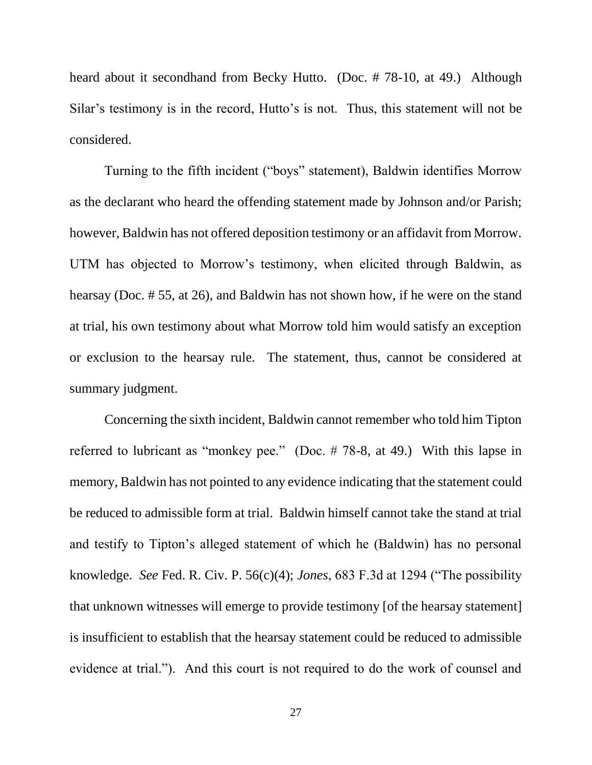heard about it secondhand from Becky Hutto. (Doc. # 78-10, at 49.) Although Silar's testimony is in the record, Hutto's is not. Thus, this statement will not be considered.

Turning to the fifth incident ("boys" statement), Baldwin identifies Morrow as the declarant who heard the offending statement made by Johnson and/or Parish; however, Baldwin has not offered deposition testimony or an affidavit from Morrow. UTM has objected to Morrow's testimony, when elicited through Baldwin, as hearsay (Doc. # 55, at 26), and Baldwin has not shown how, if he were on the stand at trial, his own testimony about what Morrow told him would satisfy an exception or exclusion to the hearsay rule. The statement, thus, cannot be considered at summary judgment.

Concerning the sixth incident, Baldwin cannot remember who told him Tipton referred to lubricant as "monkey pee." (Doc. # 78-8, at 49.) With this lapse in memory, Baldwin has not pointed to any evidence indicating that the statement could be reduced to admissible form at trial. Baldwin himself cannot take the stand at trial and testify to Tipton's alleged statement of which he (Baldwin) has no personal knowledge. *See* Fed. R. Civ. P. 56(c)(4); *Jones*, 683 F.3d at 1294 ("The possibility that unknown witnesses will emerge to provide testimony [of the hearsay statement] is insufficient to establish that the hearsay statement could be reduced to admissible evidence at trial."). And this court is not required to do the work of counsel and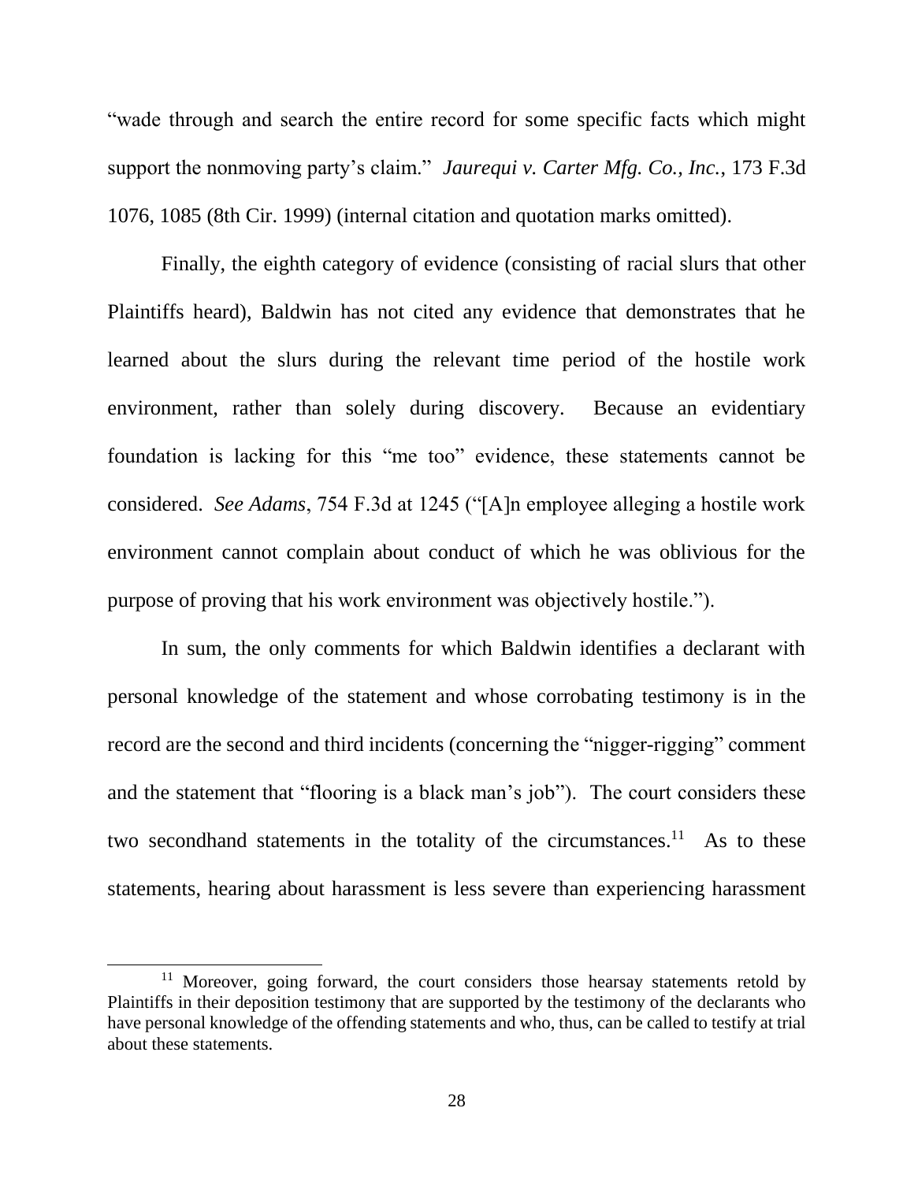"wade through and search the entire record for some specific facts which might support the nonmoving party's claim." *Jaurequi v. Carter Mfg. Co., Inc.*, 173 F.3d 1076, 1085 (8th Cir. 1999) (internal citation and quotation marks omitted).

Finally, the eighth category of evidence (consisting of racial slurs that other Plaintiffs heard), Baldwin has not cited any evidence that demonstrates that he learned about the slurs during the relevant time period of the hostile work environment, rather than solely during discovery. Because an evidentiary foundation is lacking for this "me too" evidence, these statements cannot be considered. *See Adams*, 754 F.3d at 1245 ("[A]n employee alleging a hostile work environment cannot complain about conduct of which he was oblivious for the purpose of proving that his work environment was objectively hostile.").

In sum, the only comments for which Baldwin identifies a declarant with personal knowledge of the statement and whose corroborating testimony is in the record are the second and third incidents (concerning the "nigger-rigging" comment and the statement that "flooring is a black man's job"). The court considers these two secondhand statements in the totality of the circumstances.[11] As to these statements, hearing about harassment is less severe than experiencing harassment

[11] Moreover, going forward, the court considers those hearsay statements retold by Plaintiffs in their deposition testimony that are supported by the testimony of the declarants who have personal knowledge of the offending statements and who, thus, can be called to testify at trial about these statements.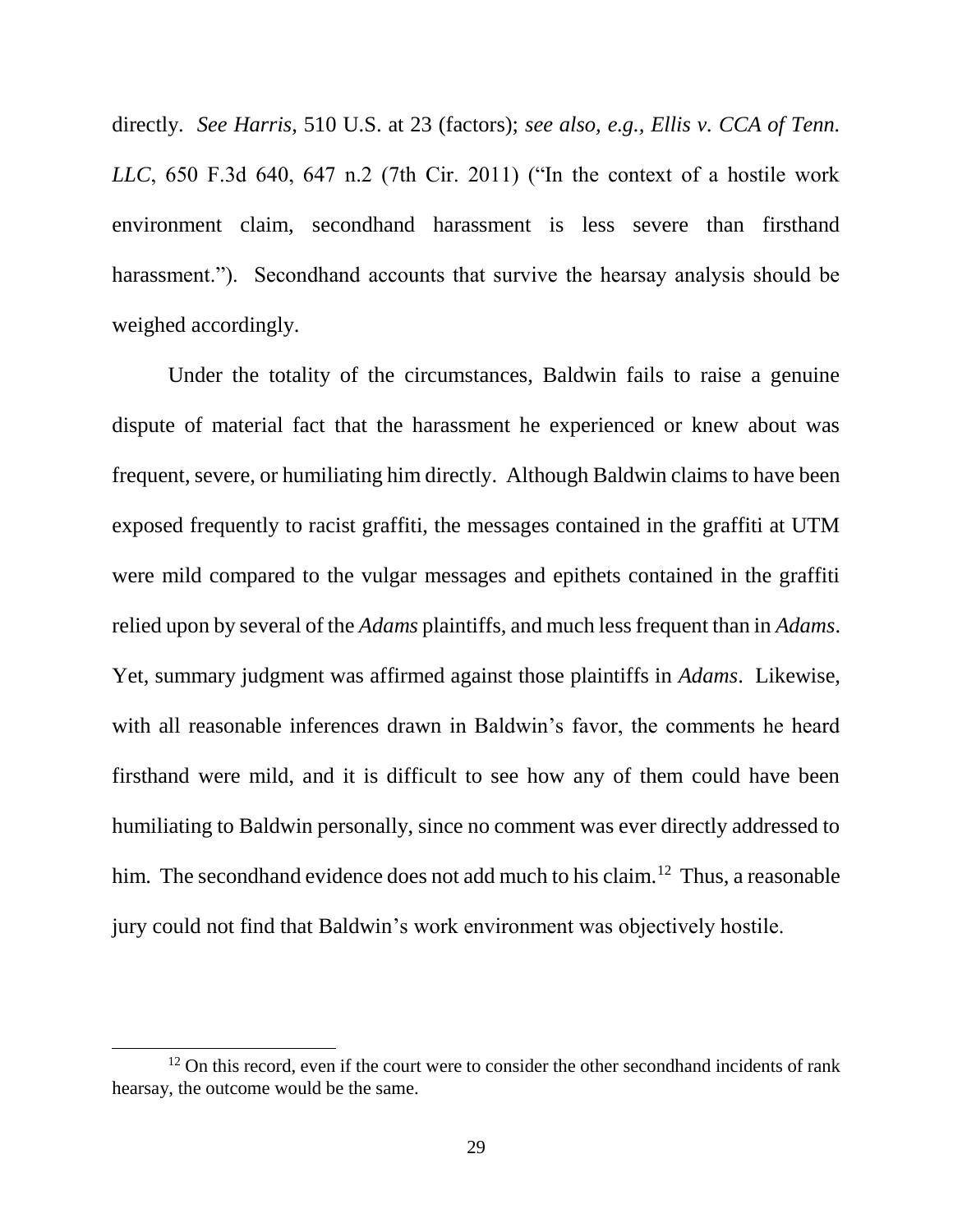directly. *See Harris*, 510 U.S. at 23 (factors); *see also, e.g.*, *Ellis v. CCA of Tenn. LLC*, 650 F.3d 640, 647 n.2 (7th Cir. 2011) ("In the context of a hostile work environment claim, secondhand harassment is less severe than firsthand harassment."). Secondhand accounts that survive the hearsay analysis should be weighed accordingly.

Under the totality of the circumstances, Baldwin fails to raise a genuine dispute of material fact that the harassment he experienced or knew about was frequent, severe, or humiliating him directly. Although Baldwin claims to have been exposed frequently to racist graffiti, the messages contained in the graffiti at UTM were mild compared to the vulgar messages and epithets contained in the graffiti relied upon by several of the *Adams* plaintiffs, and much less frequent than in *Adams*. Yet, summary judgment was affirmed against those plaintiffs in *Adams*. Likewise, with all reasonable inferences drawn in Baldwin's favor, the comments he heard firsthand were mild, and it is difficult to see how any of them could have been humiliating to Baldwin personally, since no comment was ever directly addressed to him. The secondhand evidence does not add much to his claim.[12] Thus, a reasonable jury could not find that Baldwin's work environment was objectively hostile.

[12] On this record, even if the court were to consider the other secondhand incidents of rank hearsay, the outcome would be the same.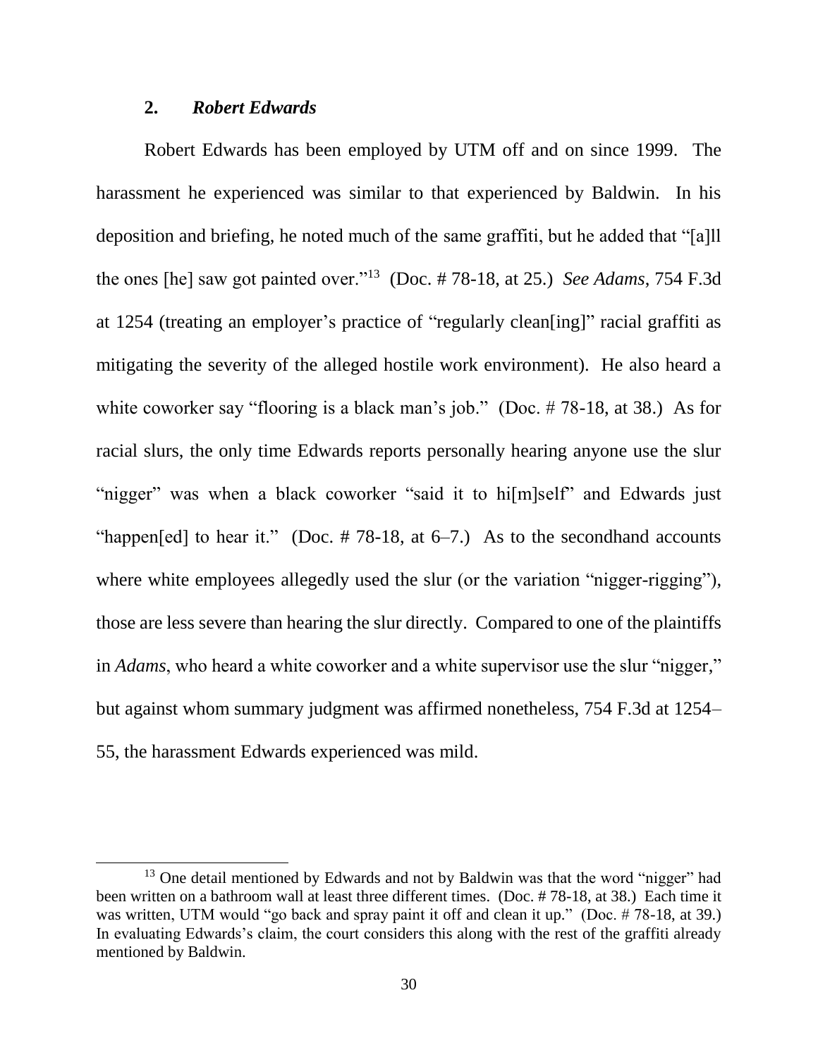### 2. *Robert Edwards*

Robert Edwards has been employed by UTM off and on since 1999. The harassment he experienced was similar to that experienced by Baldwin. In his deposition and briefing, he noted much of the same graffiti, but he added that "[a]ll the ones [he] saw got painted over."[13] (Doc. # 78-18, at 25.) *See Adams*, 754 F.3d at 1254 (treating an employer's practice of "regularly clean[ing]" racial graffiti as mitigating the severity of the alleged hostile work environment). He also heard a white coworker say "flooring is a black man's job." (Doc. # 78-18, at 38.) As for racial slurs, the only time Edwards reports personally hearing anyone use the slur "nigger" was when a black coworker "said it to hi[m]self" and Edwards just "happen[ed] to hear it." (Doc. # 78-18, at 6–7.) As to the secondhand accounts where white employees allegedly used the slur (or the variation "nigger-rigging"), those are less severe than hearing the slur directly. Compared to one of the plaintiffs in *Adams*, who heard a white coworker and a white supervisor use the slur "nigger," but against whom summary judgment was affirmed nonetheless, 754 F.3d at 1254–55, the harassment Edwards experienced was mild.

---

[13] One detail mentioned by Edwards and not by Baldwin was that the word "nigger" had been written on a bathroom wall at least three different times. (Doc. # 78-18, at 38.) Each time it was written, UTM would "go back and spray paint it off and clean it up." (Doc. # 78-18, at 39.) In evaluating Edwards's claim, the court considers this along with the rest of the graffiti already mentioned by Baldwin.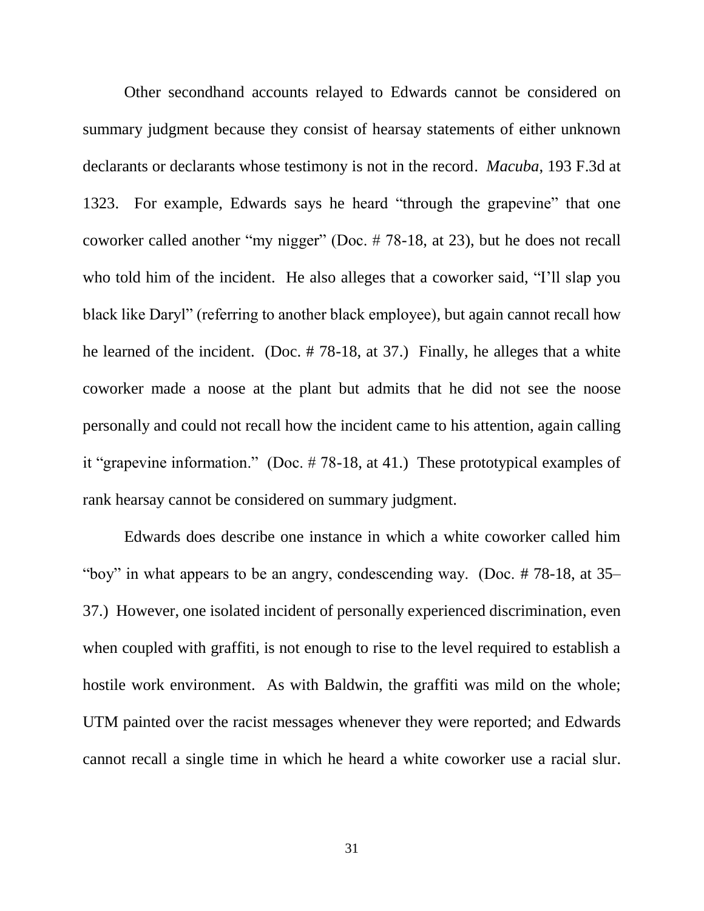Other secondhand accounts relayed to Edwards cannot be considered on summary judgment because they consist of hearsay statements of either unknown declarants or declarants whose testimony is not in the record. *Macuba*, 193 F.3d at 1323. For example, Edwards says he heard "through the grapevine" that one coworker called another "my nigger" (Doc. # 78-18, at 23), but he does not recall who told him of the incident. He also alleges that a coworker said, "I'll slap you black like Daryl" (referring to another black employee), but again cannot recall how he learned of the incident. (Doc. # 78-18, at 37.) Finally, he alleges that a white coworker made a noose at the plant but admits that he did not see the noose personally and could not recall how the incident came to his attention, again calling it "grapevine information." (Doc. # 78-18, at 41.) These prototypical examples of rank hearsay cannot be considered on summary judgment.

Edwards does describe one instance in which a white coworker called him "boy" in what appears to be an angry, condescending way. (Doc. # 78-18, at 35–37.) However, one isolated incident of personally experienced discrimination, even when coupled with graffiti, is not enough to rise to the level required to establish a hostile work environment. As with Baldwin, the graffiti was mild on the whole; UTM painted over the racist messages whenever they were reported; and Edwards cannot recall a single time in which he heard a white coworker use a racial slur.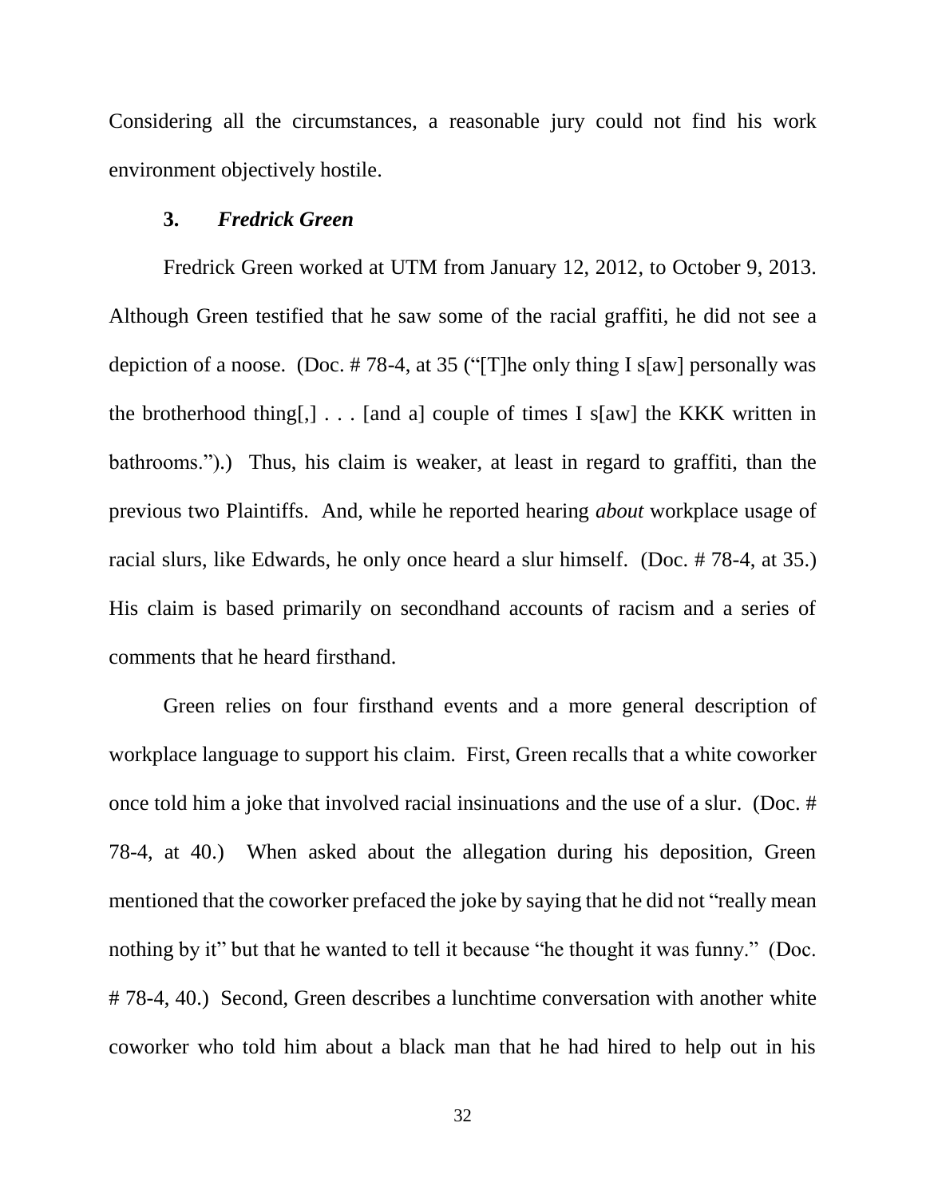Considering all the circumstances, a reasonable jury could not find his work environment objectively hostile.

### 3. *Fredrick Green*

Fredrick Green worked at UTM from January 12, 2012, to October 9, 2013. Although Green testified that he saw some of the racial graffiti, he did not see a depiction of a noose. (Doc. # 78-4, at 35 ("[T]he only thing I s[aw] personally was the brotherhood thing[,] . . . [and a] couple of times I s[aw] the KKK written in bathrooms.").) Thus, his claim is weaker, at least in regard to graffiti, than the previous two Plaintiffs. And, while he reported hearing *about* workplace usage of racial slurs, like Edwards, he only once heard a slur himself. (Doc. # 78-4, at 35.) His claim is based primarily on secondhand accounts of racism and a series of comments that he heard firsthand.

Green relies on four firsthand events and a more general description of workplace language to support his claim. First, Green recalls that a white coworker once told him a joke that involved racial insinuations and the use of a slur. (Doc. # 78-4, at 40.) When asked about the allegation during his deposition, Green mentioned that the coworker prefaced the joke by saying that he did not "really mean nothing by it" but that he wanted to tell it because "he thought it was funny." (Doc. # 78-4, 40.) Second, Green describes a lunchtime conversation with another white coworker who told him about a black man that he had hired to help out in his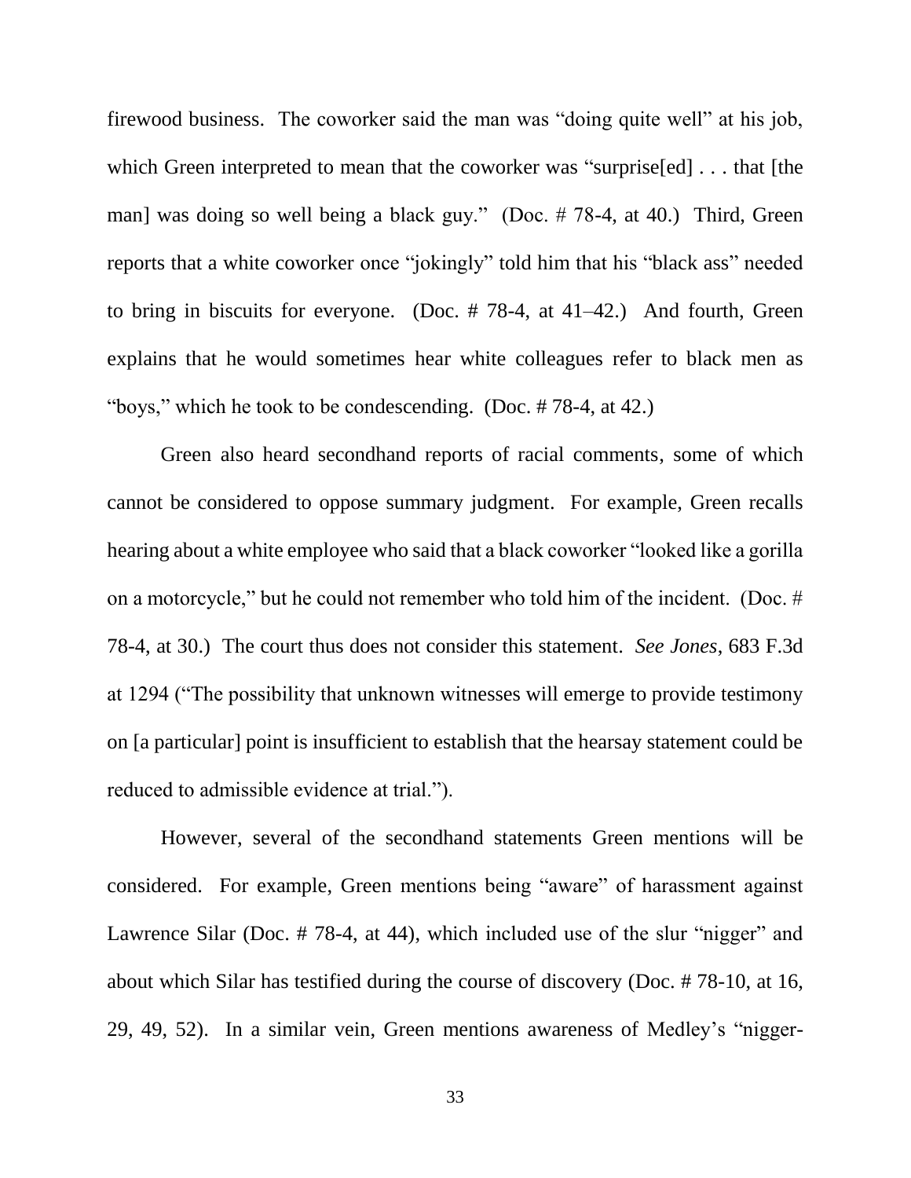firewood business. The coworker said the man was "doing quite well" at his job, which Green interpreted to mean that the coworker was "surprise[ed] . . . that [the man] was doing so well being a black guy." (Doc. # 78-4, at 40.) Third, Green reports that a white coworker once "jokingly" told him that his "black ass" needed to bring in biscuits for everyone. (Doc. # 78-4, at 41–42.) And fourth, Green explains that he would sometimes hear white colleagues refer to black men as "boys," which he took to be condescending. (Doc. # 78-4, at 42.)

Green also heard secondhand reports of racial comments, some of which cannot be considered to oppose summary judgment. For example, Green recalls hearing about a white employee who said that a black coworker "looked like a gorilla on a motorcycle," but he could not remember who told him of the incident. (Doc. # 78-4, at 30.) The court thus does not consider this statement. *See Jones*, 683 F.3d at 1294 ("The possibility that unknown witnesses will emerge to provide testimony on [a particular] point is insufficient to establish that the hearsay statement could be reduced to admissible evidence at trial.").

However, several of the secondhand statements Green mentions will be considered. For example, Green mentions being "aware" of harassment against Lawrence Silar (Doc. # 78-4, at 44), which included use of the slur "nigger" and about which Silar has testified during the course of discovery (Doc. # 78-10, at 16, 29, 49, 52). In a similar vein, Green mentions awareness of Medley's "nigger-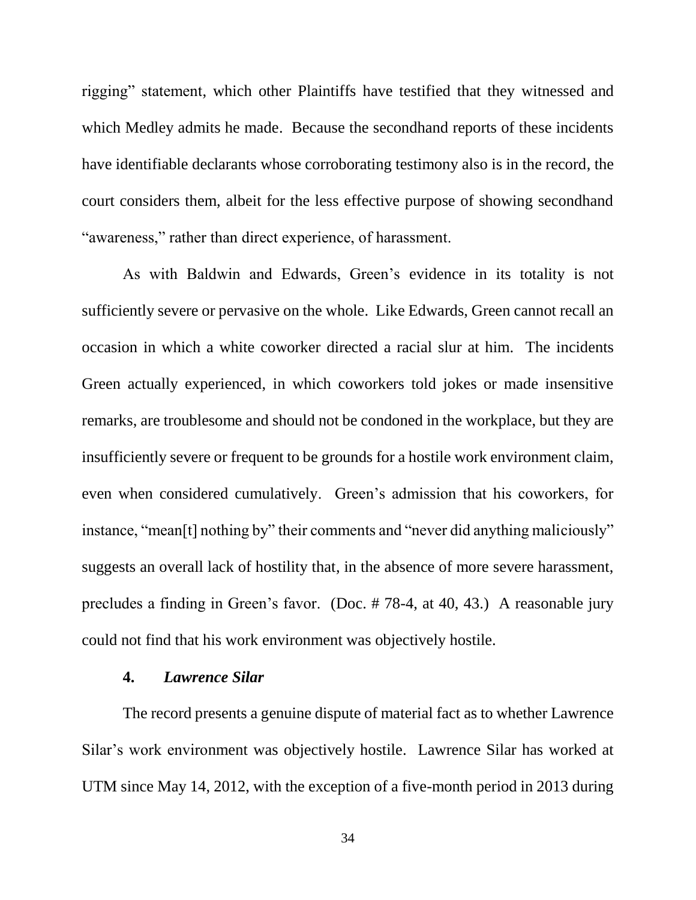rigging" statement, which other Plaintiffs have testified that they witnessed and which Medley admits he made. Because the secondhand reports of these incidents have identifiable declarants whose corroborating testimony also is in the record, the court considers them, albeit for the less effective purpose of showing secondhand "awareness," rather than direct experience, of harassment.

As with Baldwin and Edwards, Green's evidence in its totality is not sufficiently severe or pervasive on the whole. Like Edwards, Green cannot recall an occasion in which a white coworker directed a racial slur at him. The incidents Green actually experienced, in which coworkers told jokes or made insensitive remarks, are troublesome and should not be condoned in the workplace, but they are insufficiently severe or frequent to be grounds for a hostile work environment claim, even when considered cumulatively. Green's admission that his coworkers, for instance, "mean[t] nothing by" their comments and "never did anything maliciously" suggests an overall lack of hostility that, in the absence of more severe harassment, precludes a finding in Green's favor. (Doc. # 78-4, at 40, 43.) A reasonable jury could not find that his work environment was objectively hostile.

#### 4. *Lawrence Silar*

The record presents a genuine dispute of material fact as to whether Lawrence Silar's work environment was objectively hostile. Lawrence Silar has worked at UTM since May 14, 2012, with the exception of a five-month period in 2013 during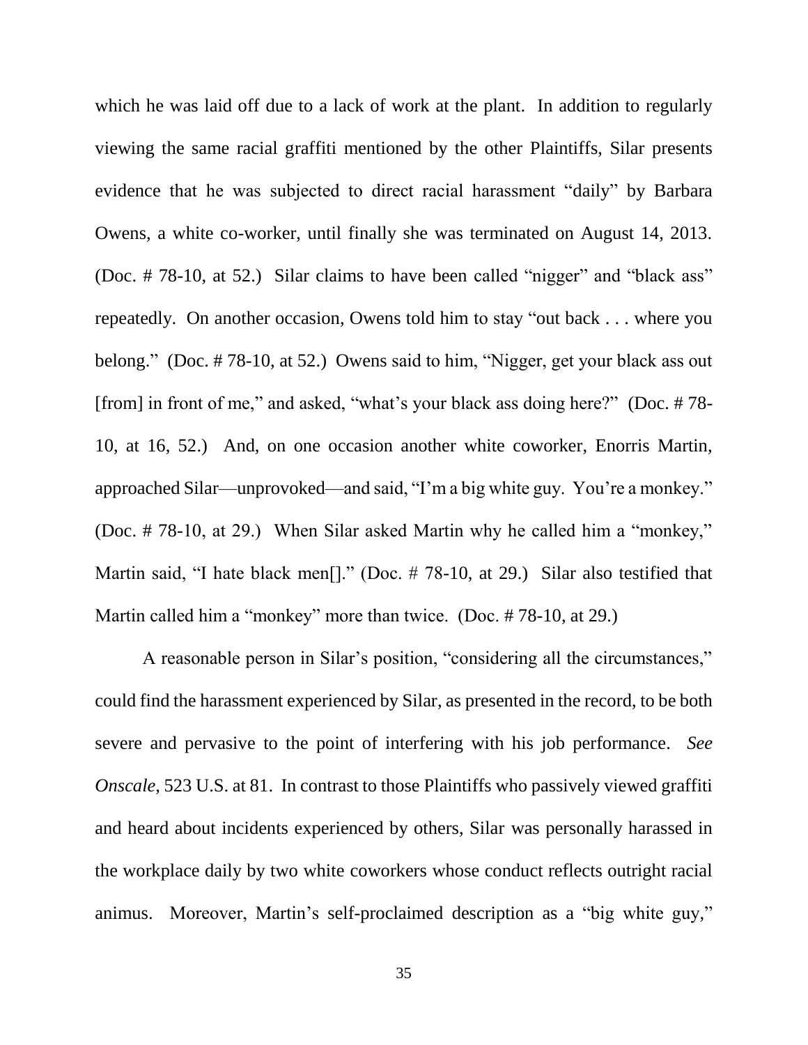which he was laid off due to a lack of work at the plant. In addition to regularly viewing the same racial graffiti mentioned by the other Plaintiffs, Silar presents evidence that he was subjected to direct racial harassment "daily" by Barbara Owens, a white co-worker, until finally she was terminated on August 14, 2013. (Doc. # 78-10, at 52.) Silar claims to have been called "nigger" and "black ass" repeatedly. On another occasion, Owens told him to stay "out back . . . where you belong." (Doc. # 78-10, at 52.) Owens said to him, "Nigger, get your black ass out [from] in front of me," and asked, "what's your black ass doing here?" (Doc. # 78-10, at 16, 52.) And, on one occasion another white coworker, Enorris Martin, approached Silar—unprovoked—and said, "I'm a big white guy. You're a monkey." (Doc. # 78-10, at 29.) When Silar asked Martin why he called him a "monkey," Martin said, "I hate black men[]." (Doc. # 78-10, at 29.) Silar also testified that Martin called him a "monkey" more than twice. (Doc. # 78-10, at 29.)

A reasonable person in Silar's position, "considering all the circumstances," could find the harassment experienced by Silar, as presented in the record, to be both severe and pervasive to the point of interfering with his job performance. *See Onscale*, 523 U.S. at 81. In contrast to those Plaintiffs who passively viewed graffiti and heard about incidents experienced by others, Silar was personally harassed in the workplace daily by two white coworkers whose conduct reflects outright racial animus. Moreover, Martin's self-proclaimed description as a "big white guy,"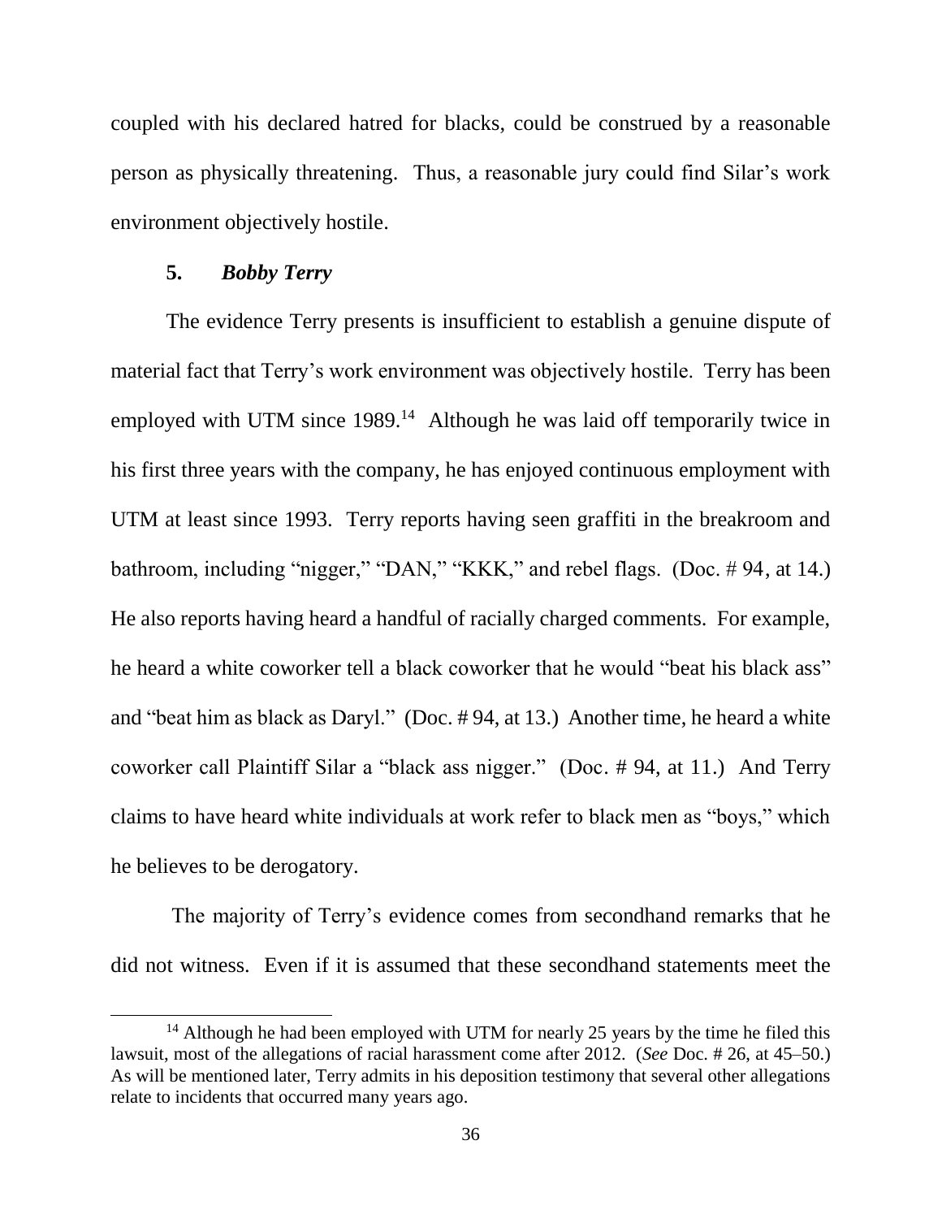coupled with his declared hatred for blacks, could be construed by a reasonable person as physically threatening. Thus, a reasonable jury could find Silar's work environment objectively hostile.

### 5. *Bobby Terry*

The evidence Terry presents is insufficient to establish a genuine dispute of material fact that Terry's work environment was objectively hostile. Terry has been employed with UTM since 1989.[14] Although he was laid off temporarily twice in his first three years with the company, he has enjoyed continuous employment with UTM at least since 1993. Terry reports having seen graffiti in the breakroom and bathroom, including "nigger," "DAN," "KKK," and rebel flags. (Doc. # 94, at 14.) He also reports having heard a handful of racially charged comments. For example, he heard a white coworker tell a black coworker that he would "beat his black ass" and "beat him as black as Daryl." (Doc. # 94, at 13.) Another time, he heard a white coworker call Plaintiff Silar a "black ass nigger." (Doc. # 94, at 11.) And Terry claims to have heard white individuals at work refer to black men as "boys," which he believes to be derogatory.

The majority of Terry's evidence comes from secondhand remarks that he did not witness. Even if it is assumed that these secondhand statements meet the

---

[14] Although he had been employed with UTM for nearly 25 years by the time he filed this lawsuit, most of the allegations of racial harassment come after 2012. (*See* Doc. # 26, at 45–50.) As will be mentioned later, Terry admits in his deposition testimony that several other allegations relate to incidents that occurred many years ago.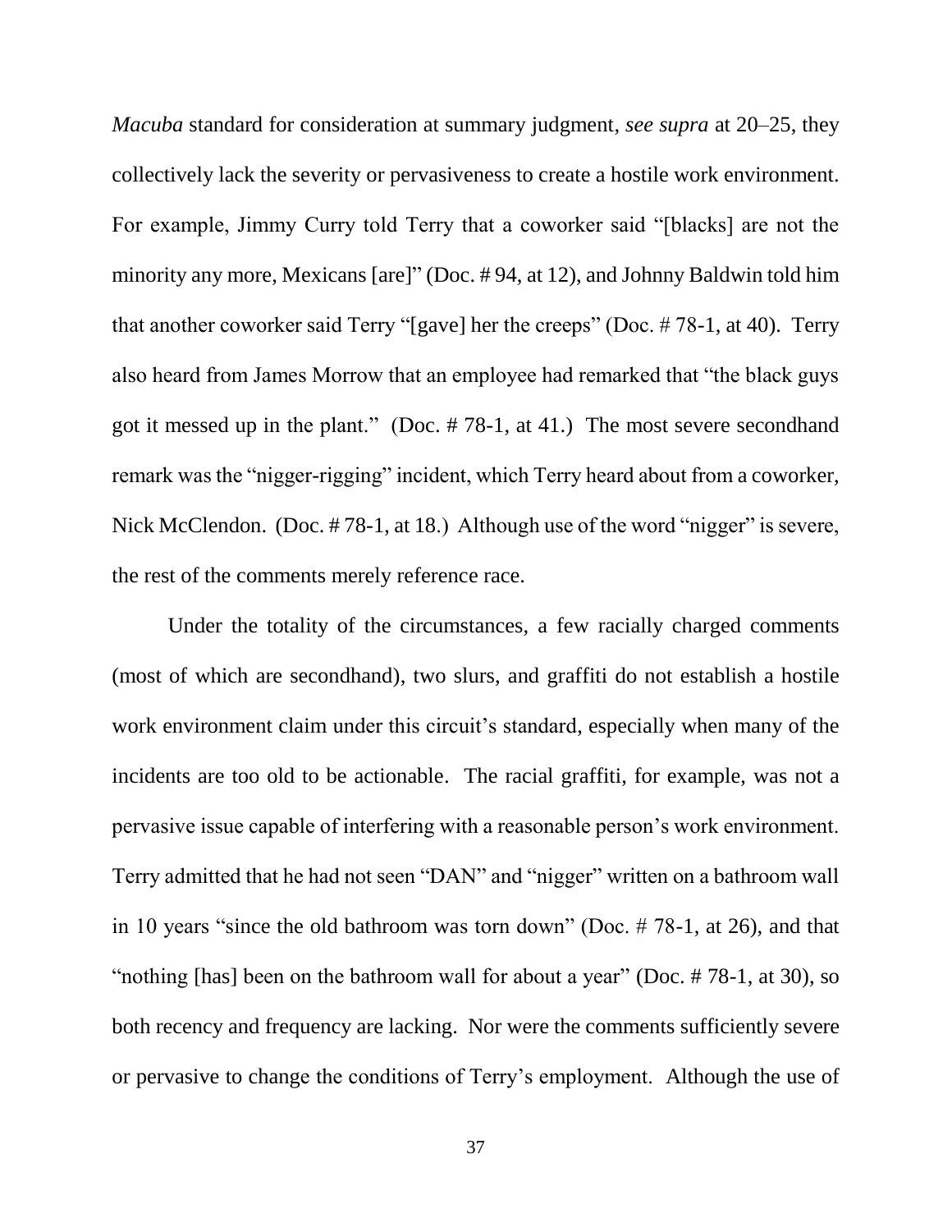*Macuba* standard for consideration at summary judgment, *see supra* at 20–25, they collectively lack the severity or pervasiveness to create a hostile work environment. For example, Jimmy Curry told Terry that a coworker said "[blacks] are not the minority any more, Mexicans [are]" (Doc. # 94, at 12), and Johnny Baldwin told him that another coworker said Terry "[gave] her the creeps" (Doc. # 78-1, at 40). Terry also heard from James Morrow that an employee had remarked that "the black guys got it messed up in the plant." (Doc. # 78-1, at 41.) The most severe secondhand remark was the "nigger-rigging" incident, which Terry heard about from a coworker, Nick McClendon. (Doc. # 78-1, at 18.) Although use of the word "nigger" is severe, the rest of the comments merely reference race.

Under the totality of the circumstances, a few racially charged comments (most of which are secondhand), two slurs, and graffiti do not establish a hostile work environment claim under this circuit's standard, especially when many of the incidents are too old to be actionable. The racial graffiti, for example, was not a pervasive issue capable of interfering with a reasonable person's work environment. Terry admitted that he had not seen "DAN" and "nigger" written on a bathroom wall in 10 years "since the old bathroom was torn down" (Doc. # 78-1, at 26), and that "nothing [has] been on the bathroom wall for about a year" (Doc. # 78-1, at 30), so both recency and frequency are lacking. Nor were the comments sufficiently severe or pervasive to change the conditions of Terry's employment. Although the use of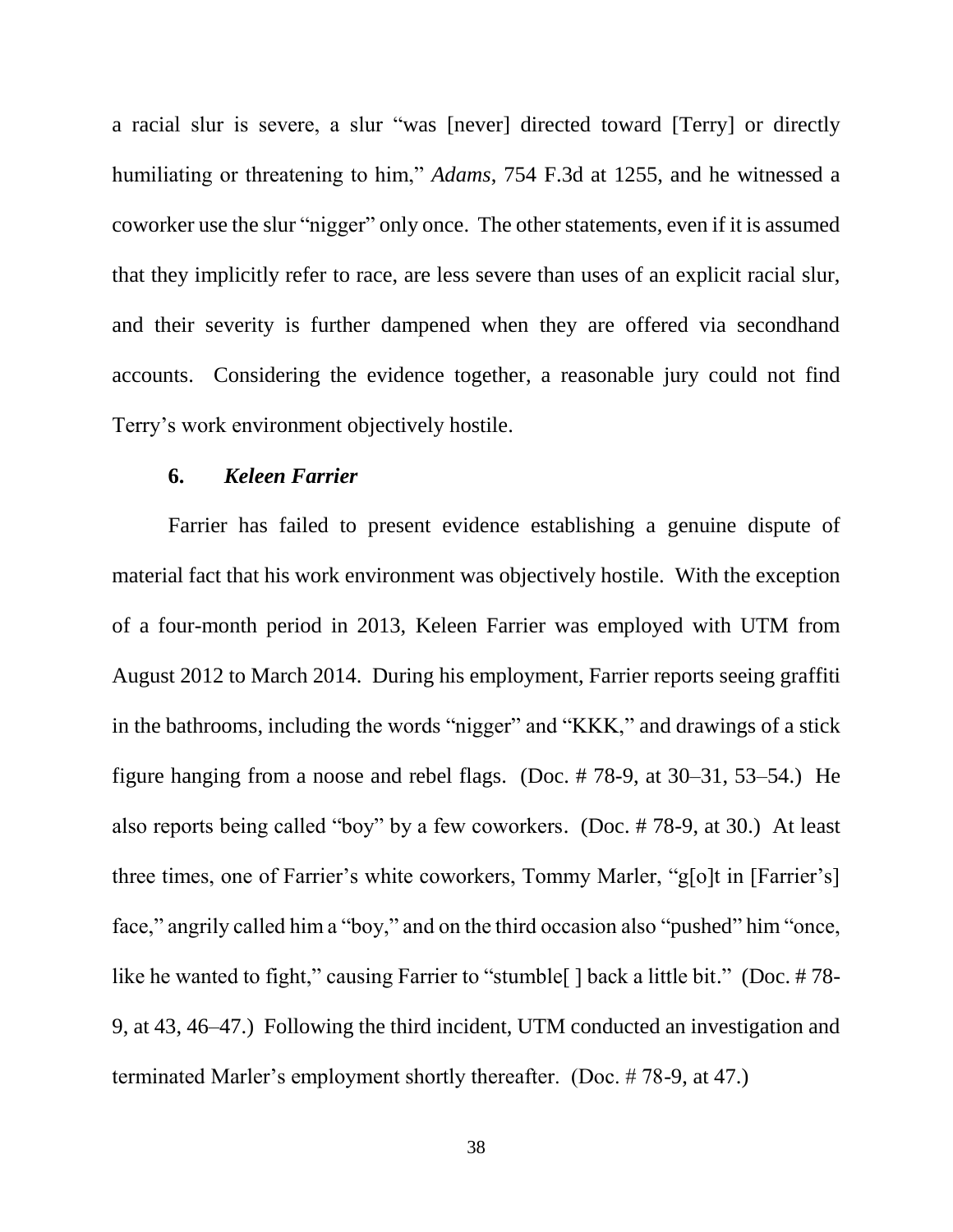a racial slur is severe, a slur "was [never] directed toward [Terry] or directly humiliating or threatening to him," *Adams*, 754 F.3d at 1255, and he witnessed a coworker use the slur "nigger" only once. The other statements, even if it is assumed that they implicitly refer to race, are less severe than uses of an explicit racial slur, and their severity is further dampened when they are offered via secondhand accounts. Considering the evidence together, a reasonable jury could not find Terry's work environment objectively hostile.

### 6. *Keleen Farrier*

Farrier has failed to present evidence establishing a genuine dispute of material fact that his work environment was objectively hostile. With the exception of a four-month period in 2013, Keleen Farrier was employed with UTM from August 2012 to March 2014. During his employment, Farrier reports seeing graffiti in the bathrooms, including the words "nigger" and "KKK," and drawings of a stick figure hanging from a noose and rebel flags. (Doc. # 78-9, at 30–31, 53–54.) He also reports being called "boy" by a few coworkers. (Doc. # 78-9, at 30.) At least three times, one of Farrier's white coworkers, Tommy Marler, "g[o]t in [Farrier's] face," angrily called him a "boy," and on the third occasion also "pushed" him "once, like he wanted to fight," causing Farrier to "stumble[ ] back a little bit." (Doc. # 78-9, at 43, 46–47.) Following the third incident, UTM conducted an investigation and terminated Marler's employment shortly thereafter. (Doc. # 78-9, at 47.)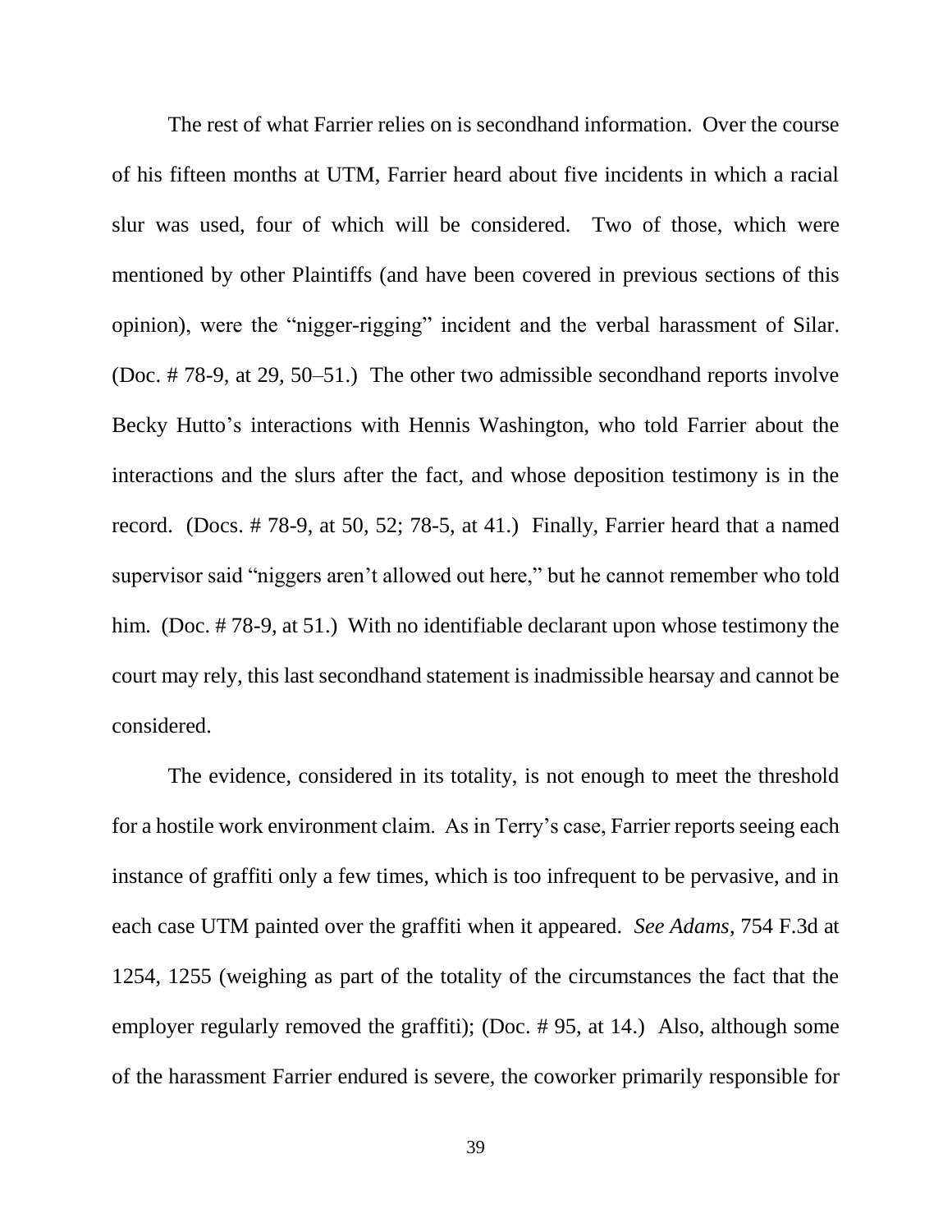The rest of what Farrier relies on is secondhand information. Over the course of his fifteen months at UTM, Farrier heard about five incidents in which a racial slur was used, four of which will be considered. Two of those, which were mentioned by other Plaintiffs (and have been covered in previous sections of this opinion), were the "nigger-rigging" incident and the verbal harassment of Silar. (Doc. # 78-9, at 29, 50–51.) The other two admissible secondhand reports involve Becky Hutto's interactions with Hennis Washington, who told Farrier about the interactions and the slurs after the fact, and whose deposition testimony is in the record. (Docs. # 78-9, at 50, 52; 78-5, at 41.) Finally, Farrier heard that a named supervisor said "niggers aren't allowed out here," but he cannot remember who told him. (Doc. # 78-9, at 51.) With no identifiable declarant upon whose testimony the court may rely, this last secondhand statement is inadmissible hearsay and cannot be considered.

The evidence, considered in its totality, is not enough to meet the threshold for a hostile work environment claim. As in Terry's case, Farrier reports seeing each instance of graffiti only a few times, which is too infrequent to be pervasive, and in each case UTM painted over the graffiti when it appeared. *See Adams*, 754 F.3d at 1254, 1255 (weighing as part of the totality of the circumstances the fact that the employer regularly removed the graffiti); (Doc. # 95, at 14.) Also, although some of the harassment Farrier endured is severe, the coworker primarily responsible for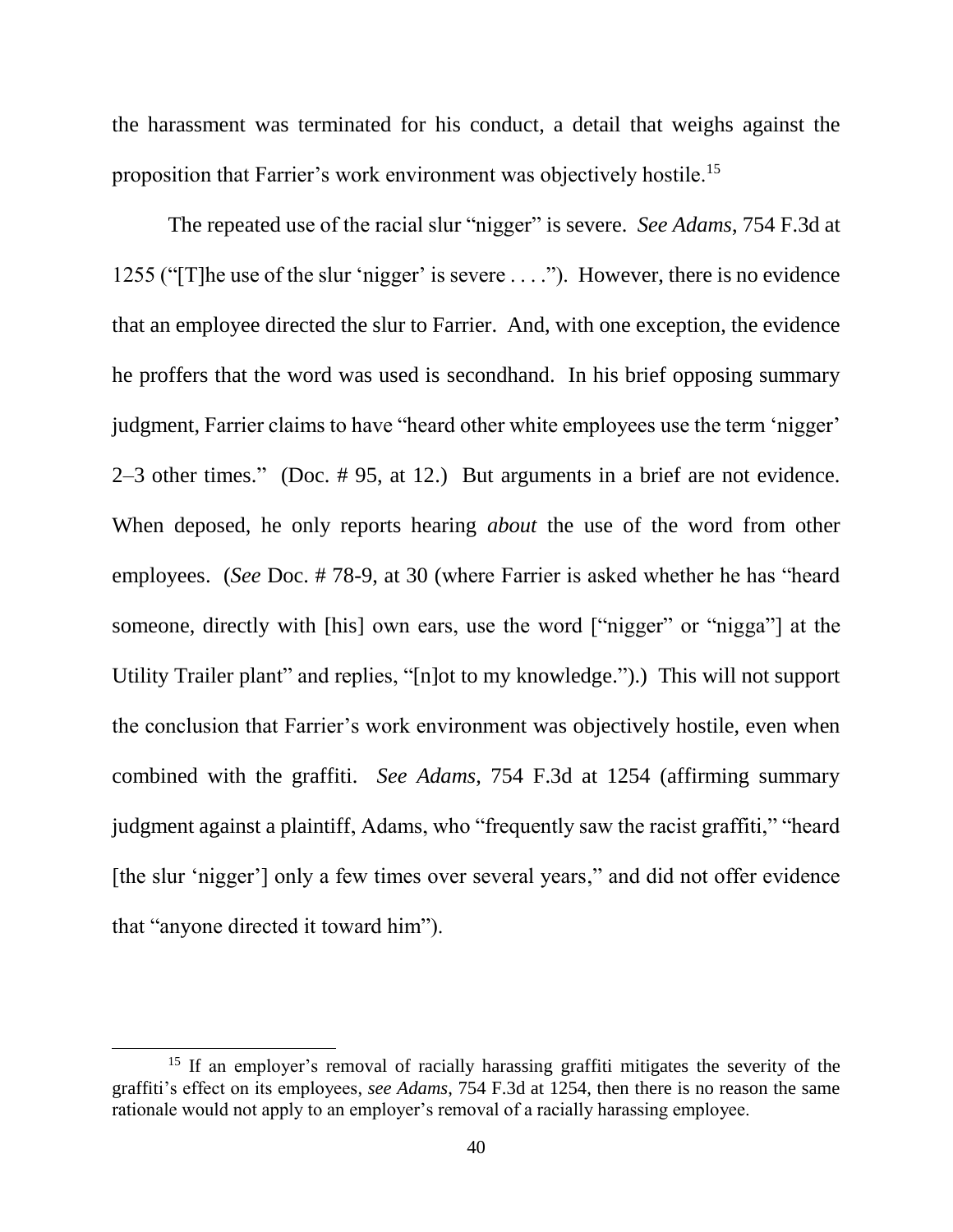the harassment was terminated for his conduct, a detail that weighs against the proposition that Farrier's work environment was objectively hostile.[15]

The repeated use of the racial slur "nigger" is severe. *See Adams*, 754 F.3d at 1255 ("[T]he use of the slur 'nigger' is severe . . . ."). However, there is no evidence that an employee directed the slur to Farrier. And, with one exception, the evidence he proffers that the word was used is secondhand. In his brief opposing summary judgment, Farrier claims to have "heard other white employees use the term 'nigger' 2–3 other times." (Doc. # 95, at 12.) But arguments in a brief are not evidence. When deposed, he only reports hearing *about* the use of the word from other employees. (*See* Doc. # 78-9, at 30 (where Farrier is asked whether he has "heard someone, directly with [his] own ears, use the word ["nigger" or "nigga"] at the Utility Trailer plant" and replies, "[n]ot to my knowledge.").) This will not support the conclusion that Farrier's work environment was objectively hostile, even when combined with the graffiti. *See Adams*, 754 F.3d at 1254 (affirming summary judgment against a plaintiff, Adams, who "frequently saw the racist graffiti," "heard [the slur 'nigger'] only a few times over several years," and did not offer evidence that "anyone directed it toward him").

---

[15] If an employer's removal of racially harassing graffiti mitigates the severity of the graffiti's effect on its employees, *see Adams*, 754 F.3d at 1254, then there is no reason the same rationale would not apply to an employer's removal of a racially harassing employee.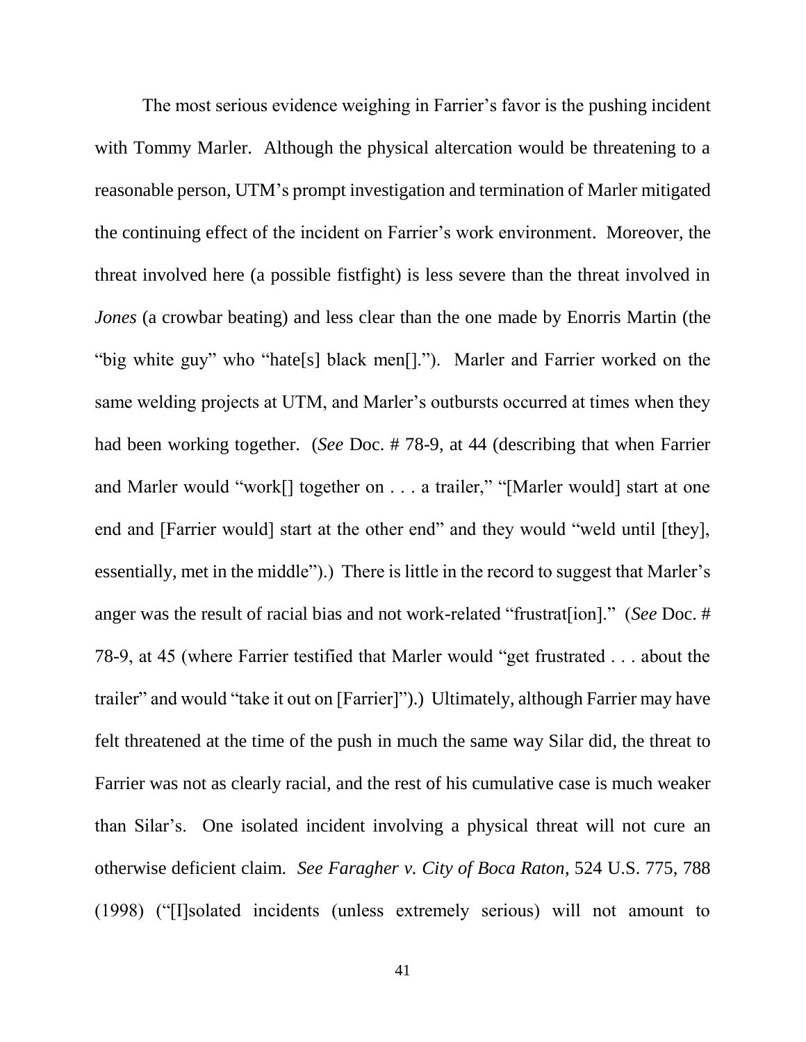The most serious evidence weighing in Farrier's favor is the pushing incident with Tommy Marler. Although the physical altercation would be threatening to a reasonable person, UTM's prompt investigation and termination of Marler mitigated the continuing effect of the incident on Farrier's work environment. Moreover, the threat involved here (a possible fistfight) is less severe than the threat involved in *Jones* (a crowbar beating) and less clear than the one made by Enorris Martin (the "big white guy" who "hate[s] black men[]."). Marler and Farrier worked on the same welding projects at UTM, and Marler's outbursts occurred at times when they had been working together. (*See* Doc. # 78-9, at 44 (describing that when Farrier and Marler would "work[] together on . . . a trailer," "[Marler would] start at one end and [Farrier would] start at the other end" and they would "weld until [they], essentially, met in the middle").) There is little in the record to suggest that Marler's anger was the result of racial bias and not work-related "frustrat[ion]." (*See* Doc. # 78-9, at 45 (where Farrier testified that Marler would "get frustrated . . . about the trailer" and would "take it out on [Farrier]").) Ultimately, although Farrier may have felt threatened at the time of the push in much the same way Silar did, the threat to Farrier was not as clearly racial, and the rest of his cumulative case is much weaker than Silar's. One isolated incident involving a physical threat will not cure an otherwise deficient claim. *See Faragher v. City of Boca Raton*, 524 U.S. 775, 788 (1998) ("[I]solated incidents (unless extremely serious) will not amount to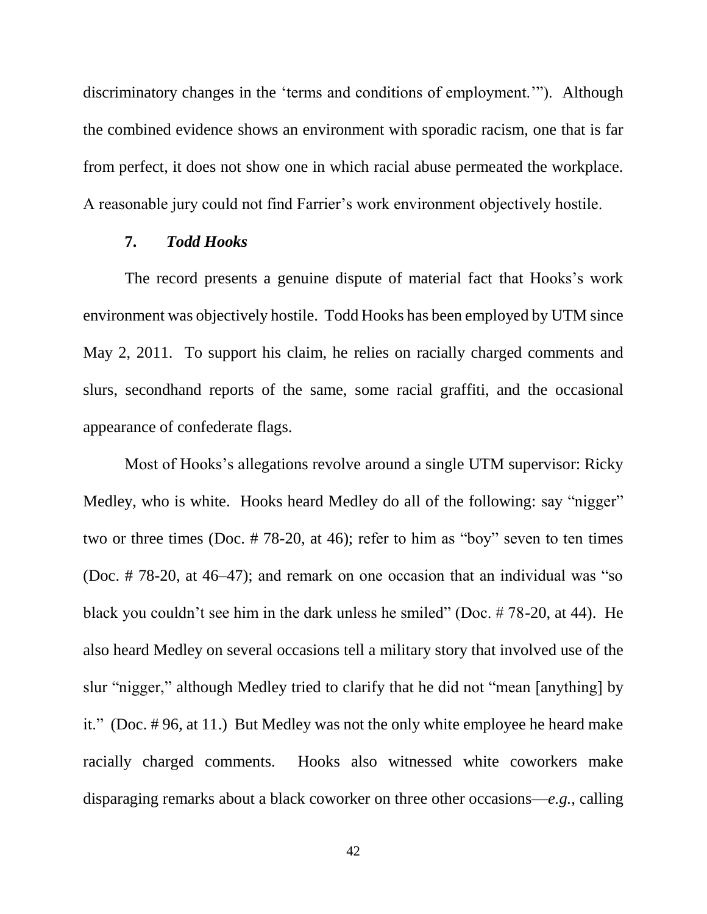discriminatory changes in the 'terms and conditions of employment.'"). Although the combined evidence shows an environment with sporadic racism, one that is far from perfect, it does not show one in which racial abuse permeated the workplace. A reasonable jury could not find Farrier's work environment objectively hostile.

**7. *Todd Hooks***

The record presents a genuine dispute of material fact that Hooks's work environment was objectively hostile. Todd Hooks has been employed by UTM since May 2, 2011. To support his claim, he relies on racially charged comments and slurs, secondhand reports of the same, some racial graffiti, and the occasional appearance of confederate flags.

Most of Hooks's allegations revolve around a single UTM supervisor: Ricky Medley, who is white. Hooks heard Medley do all of the following: say "nigger" two or three times (Doc. # 78-20, at 46); refer to him as "boy" seven to ten times (Doc. # 78-20, at 46–47); and remark on one occasion that an individual was "so black you couldn't see him in the dark unless he smiled" (Doc. # 78-20, at 44). He also heard Medley on several occasions tell a military story that involved use of the slur "nigger," although Medley tried to clarify that he did not "mean [anything] by it." (Doc. # 96, at 11.) But Medley was not the only white employee he heard make racially charged comments. Hooks also witnessed white coworkers make disparaging remarks about a black coworker on three other occasions—*e.g.*, calling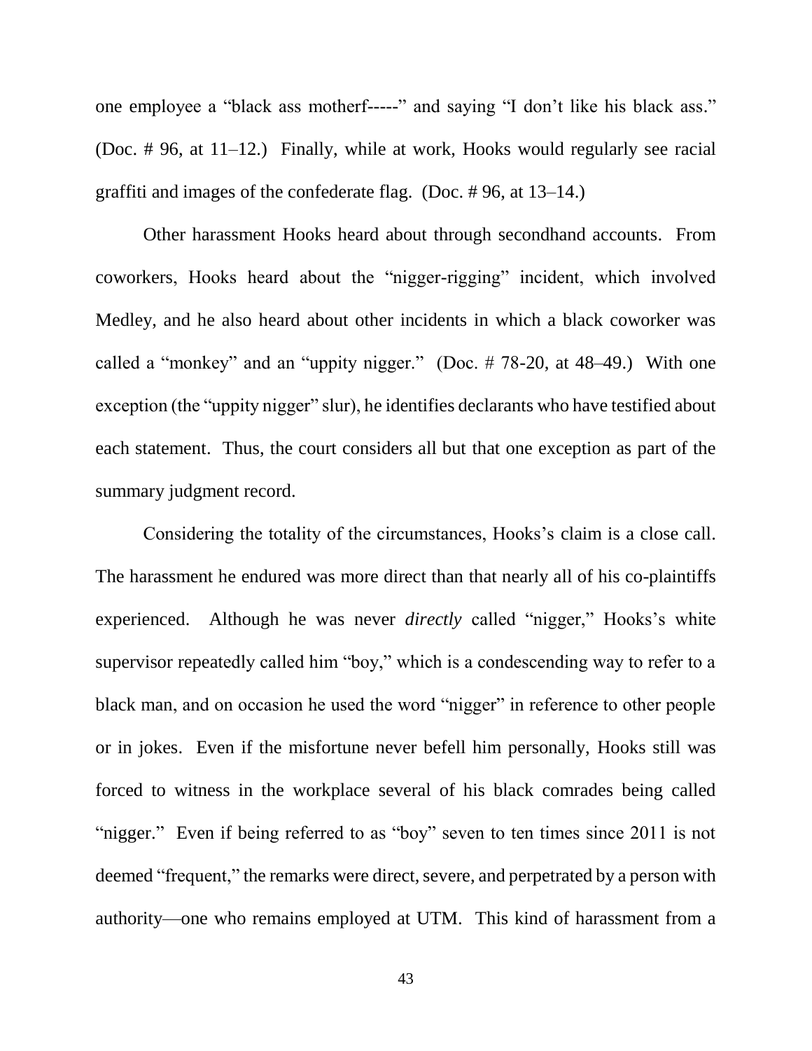one employee a "black ass motherf-----" and saying "I don't like his black ass." (Doc. # 96, at 11–12.) Finally, while at work, Hooks would regularly see racial graffiti and images of the confederate flag. (Doc. # 96, at 13–14.)

Other harassment Hooks heard about through secondhand accounts. From coworkers, Hooks heard about the "nigger-rigging" incident, which involved Medley, and he also heard about other incidents in which a black coworker was called a "monkey" and an "uppity nigger." (Doc. # 78-20, at 48–49.) With one exception (the "uppity nigger" slur), he identifies declarants who have testified about each statement. Thus, the court considers all but that one exception as part of the summary judgment record.

Considering the totality of the circumstances, Hooks's claim is a close call. The harassment he endured was more direct than that nearly all of his co-plaintiffs experienced. Although he was never *directly* called "nigger," Hooks's white supervisor repeatedly called him "boy," which is a condescending way to refer to a black man, and on occasion he used the word "nigger" in reference to other people or in jokes. Even if the misfortune never befell him personally, Hooks still was forced to witness in the workplace several of his black comrades being called "nigger." Even if being referred to as "boy" seven to ten times since 2011 is not deemed "frequent," the remarks were direct, severe, and perpetrated by a person with authority—one who remains employed at UTM. This kind of harassment from a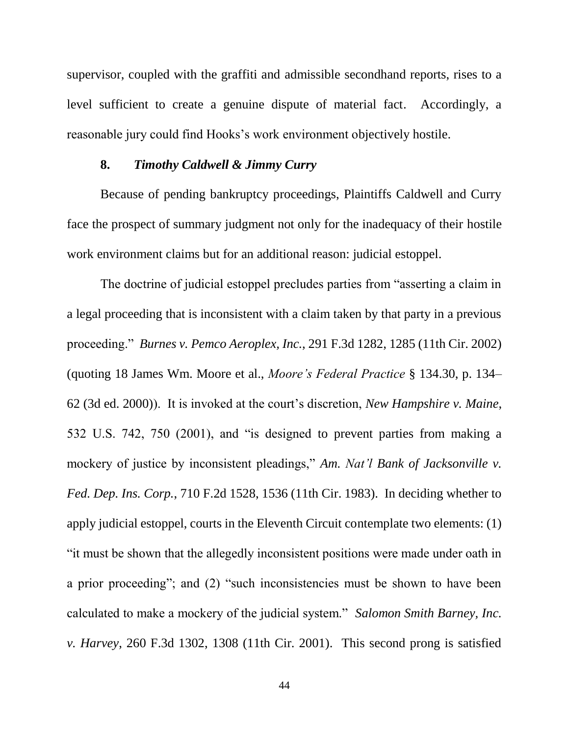supervisor, coupled with the graffiti and admissible secondhand reports, rises to a level sufficient to create a genuine dispute of material fact. Accordingly, a reasonable jury could find Hooks's work environment objectively hostile.

### 8. *Timothy Caldwell & Jimmy Curry*

Because of pending bankruptcy proceedings, Plaintiffs Caldwell and Curry face the prospect of summary judgment not only for the inadequacy of their hostile work environment claims but for an additional reason: judicial estoppel.

The doctrine of judicial estoppel precludes parties from "asserting a claim in a legal proceeding that is inconsistent with a claim taken by that party in a previous proceeding." *Burnes v. Pemco Aeroplex, Inc.*, 291 F.3d 1282, 1285 (11th Cir. 2002) (quoting 18 James Wm. Moore et al., *Moore's Federal Practice* § 134.30, p. 134–62 (3d ed. 2000)). It is invoked at the court's discretion, *New Hampshire v. Maine*, 532 U.S. 742, 750 (2001), and "is designed to prevent parties from making a mockery of justice by inconsistent pleadings," *Am. Nat'l Bank of Jacksonville v. Fed. Dep. Ins. Corp.*, 710 F.2d 1528, 1536 (11th Cir. 1983). In deciding whether to apply judicial estoppel, courts in the Eleventh Circuit contemplate two elements: (1) "it must be shown that the allegedly inconsistent positions were made under oath in a prior proceeding"; and (2) "such inconsistencies must be shown to have been calculated to make a mockery of the judicial system." *Salomon Smith Barney, Inc. v. Harvey*, 260 F.3d 1302, 1308 (11th Cir. 2001). This second prong is satisfied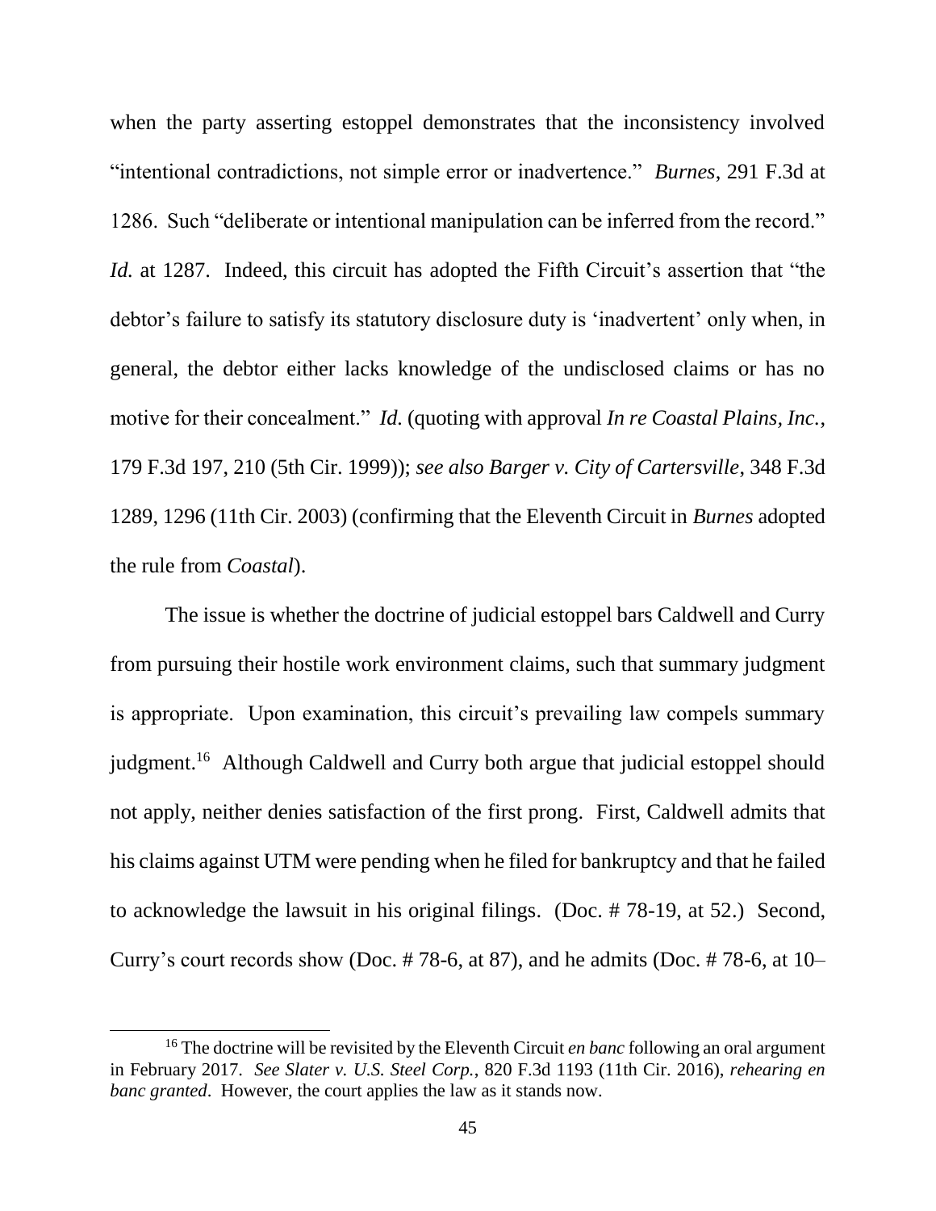when the party asserting estoppel demonstrates that the inconsistency involved "intentional contradictions, not simple error or inadvertence." *Burnes*, 291 F.3d at 1286. Such "deliberate or intentional manipulation can be inferred from the record." *Id.* at 1287. Indeed, this circuit has adopted the Fifth Circuit's assertion that "the debtor's failure to satisfy its statutory disclosure duty is 'inadvertent' only when, in general, the debtor either lacks knowledge of the undisclosed claims or has no motive for their concealment." *Id.* (quoting with approval *In re Coastal Plains, Inc.*, 179 F.3d 197, 210 (5th Cir. 1999)); *see also Barger v. City of Cartersville*, 348 F.3d 1289, 1296 (11th Cir. 2003) (confirming that the Eleventh Circuit in *Burnes* adopted the rule from *Coastal*).

The issue is whether the doctrine of judicial estoppel bars Caldwell and Curry from pursuing their hostile work environment claims, such that summary judgment is appropriate. Upon examination, this circuit's prevailing law compels summary judgment.[16] Although Caldwell and Curry both argue that judicial estoppel should not apply, neither denies satisfaction of the first prong. First, Caldwell admits that his claims against UTM were pending when he filed for bankruptcy and that he failed to acknowledge the lawsuit in his original filings. (Doc. # 78-19, at 52.) Second, Curry's court records show (Doc. # 78-6, at 87), and he admits (Doc. # 78-6, at 10–

[16] The doctrine will be revisited by the Eleventh Circuit *en banc* following an oral argument in February 2017. *See Slater v. U.S. Steel Corp.*, 820 F.3d 1193 (11th Cir. 2016), *rehearing en banc granted*. However, the court applies the law as it stands now.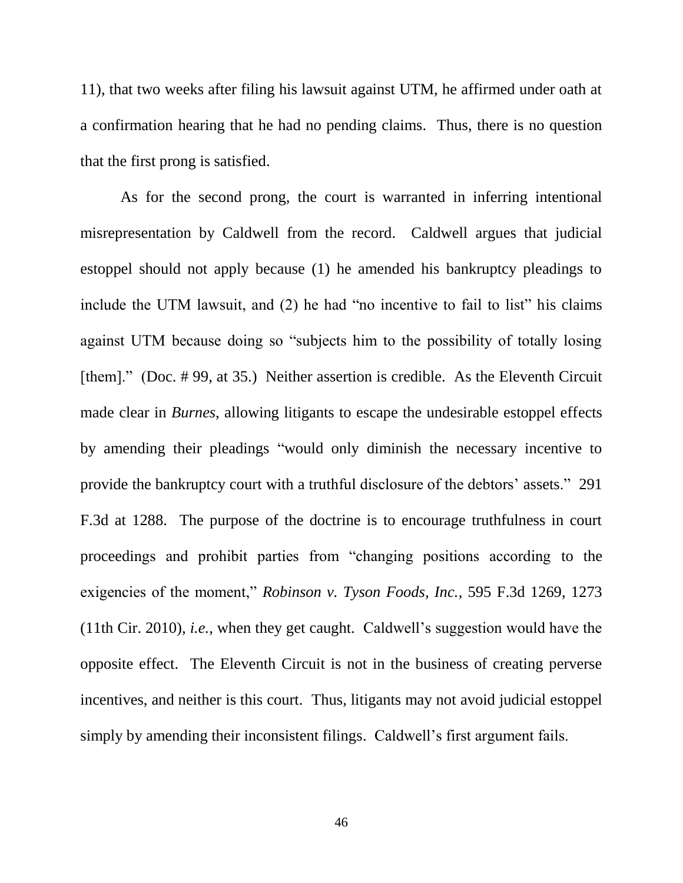11), that two weeks after filing his lawsuit against UTM, he affirmed under oath at a confirmation hearing that he had no pending claims. Thus, there is no question that the first prong is satisfied.

As for the second prong, the court is warranted in inferring intentional misrepresentation by Caldwell from the record. Caldwell argues that judicial estoppel should not apply because (1) he amended his bankruptcy pleadings to include the UTM lawsuit, and (2) he had "no incentive to fail to list" his claims against UTM because doing so "subjects him to the possibility of totally losing [them]." (Doc. # 99, at 35.) Neither assertion is credible. As the Eleventh Circuit made clear in *Burnes*, allowing litigants to escape the undesirable estoppel effects by amending their pleadings "would only diminish the necessary incentive to provide the bankruptcy court with a truthful disclosure of the debtors' assets." 291 F.3d at 1288. The purpose of the doctrine is to encourage truthfulness in court proceedings and prohibit parties from "changing positions according to the exigencies of the moment," *Robinson v. Tyson Foods, Inc.*, 595 F.3d 1269, 1273 (11th Cir. 2010), *i.e.*, when they get caught. Caldwell's suggestion would have the opposite effect. The Eleventh Circuit is not in the business of creating perverse incentives, and neither is this court. Thus, litigants may not avoid judicial estoppel simply by amending their inconsistent filings. Caldwell's first argument fails.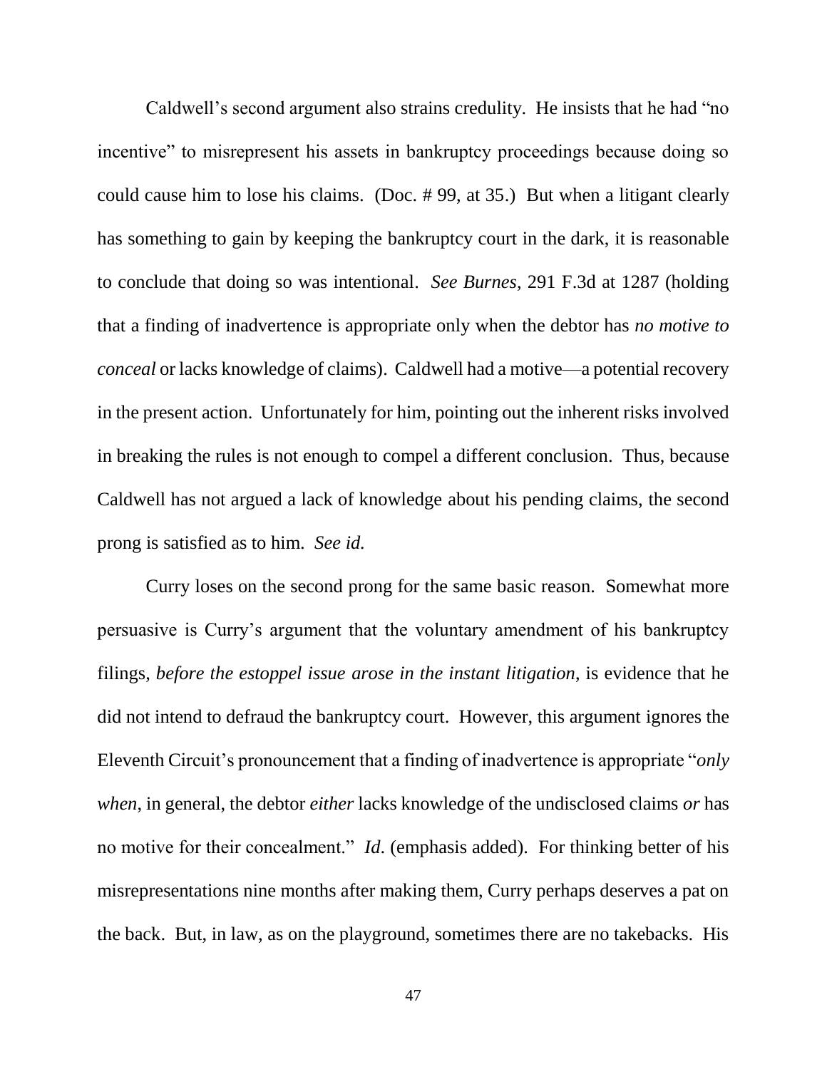Caldwell's second argument also strains credulity. He insists that he had "no incentive" to misrepresent his assets in bankruptcy proceedings because doing so could cause him to lose his claims. (Doc. # 99, at 35.) But when a litigant clearly has something to gain by keeping the bankruptcy court in the dark, it is reasonable to conclude that doing so was intentional. *See Burnes*, 291 F.3d at 1287 (holding that a finding of inadvertence is appropriate only when the debtor has *no motive to conceal* or lacks knowledge of claims). Caldwell had a motive—a potential recovery in the present action. Unfortunately for him, pointing out the inherent risks involved in breaking the rules is not enough to compel a different conclusion. Thus, because Caldwell has not argued a lack of knowledge about his pending claims, the second prong is satisfied as to him. *See id.*

Curry loses on the second prong for the same basic reason. Somewhat more persuasive is Curry's argument that the voluntary amendment of his bankruptcy filings, *before the estoppel issue arose in the instant litigation*, is evidence that he did not intend to defraud the bankruptcy court. However, this argument ignores the Eleventh Circuit's pronouncement that a finding of inadvertence is appropriate "*only when*, in general, the debtor *either* lacks knowledge of the undisclosed claims *or* has no motive for their concealment." *Id*. (emphasis added). For thinking better of his misrepresentations nine months after making them, Curry perhaps deserves a pat on the back. But, in law, as on the playground, sometimes there are no takebacks. His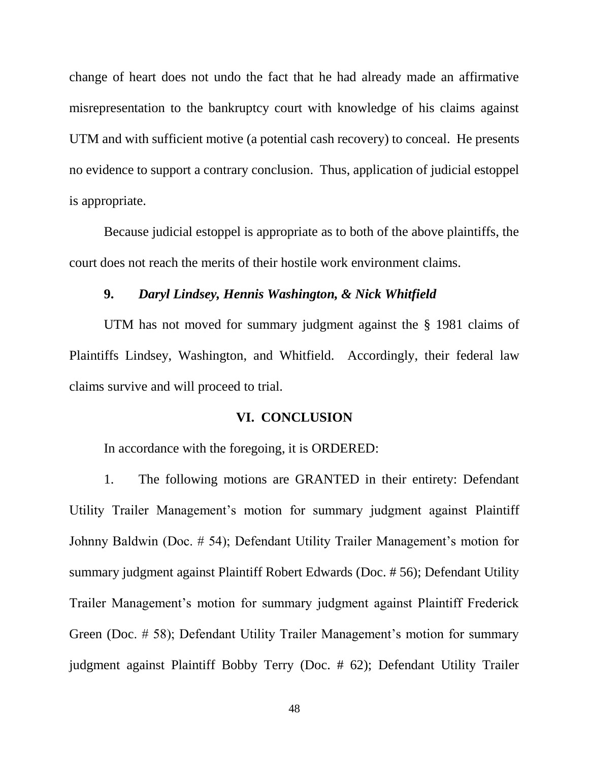change of heart does not undo the fact that he had already made an affirmative misrepresentation to the bankruptcy court with knowledge of his claims against UTM and with sufficient motive (a potential cash recovery) to conceal. He presents no evidence to support a contrary conclusion. Thus, application of judicial estoppel is appropriate.

Because judicial estoppel is appropriate as to both of the above plaintiffs, the court does not reach the merits of their hostile work environment claims.

**9. *Daryl Lindsey, Hennis Washington, & Nick Whitfield***

UTM has not moved for summary judgment against the § 1981 claims of Plaintiffs Lindsey, Washington, and Whitfield. Accordingly, their federal law claims survive and will proceed to trial.

## VI. CONCLUSION

In accordance with the foregoing, it is ORDERED:

1. The following motions are GRANTED in their entirety: Defendant Utility Trailer Management's motion for summary judgment against Plaintiff Johnny Baldwin (Doc. # 54); Defendant Utility Trailer Management's motion for summary judgment against Plaintiff Robert Edwards (Doc. # 56); Defendant Utility Trailer Management's motion for summary judgment against Plaintiff Frederick Green (Doc. # 58); Defendant Utility Trailer Management's motion for summary judgment against Plaintiff Bobby Terry (Doc. # 62); Defendant Utility Trailer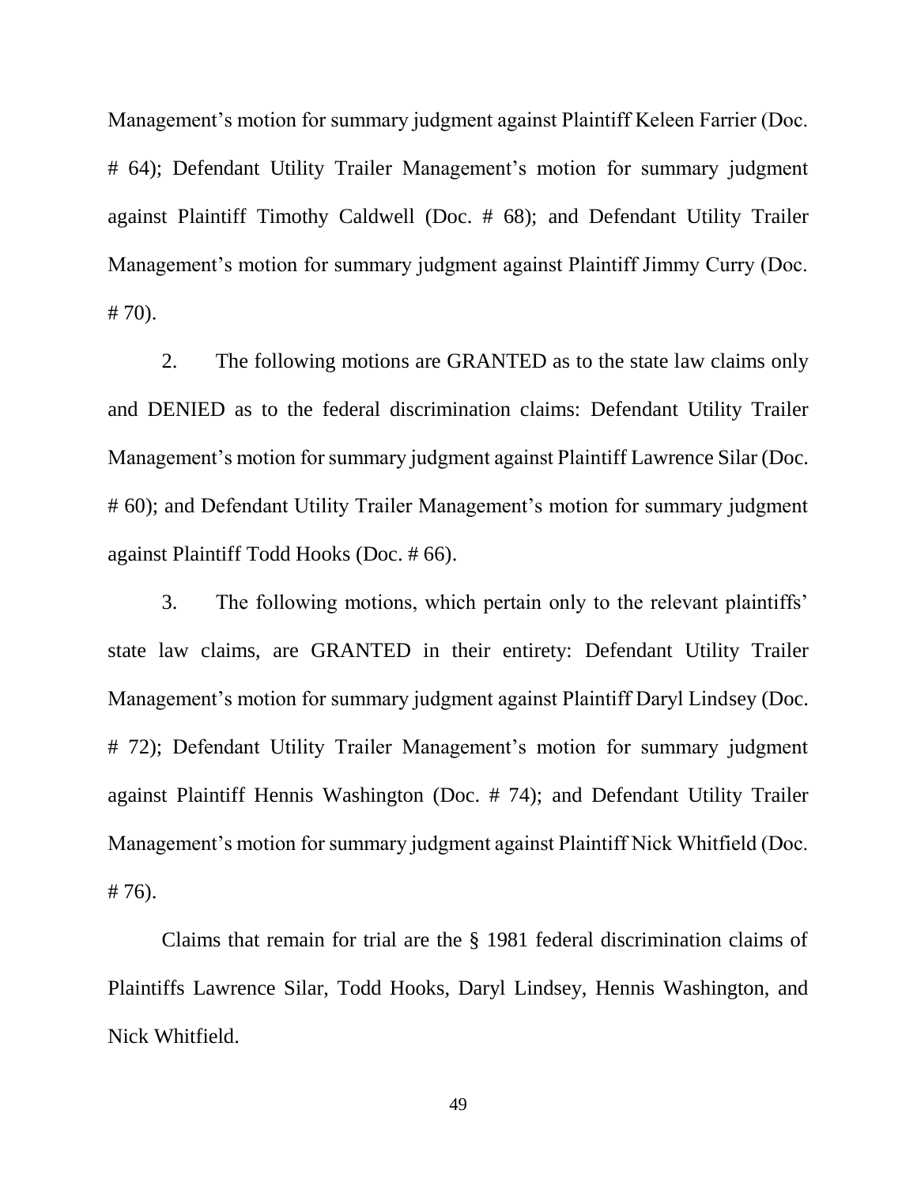Management's motion for summary judgment against Plaintiff Keleen Farrier (Doc. # 64); Defendant Utility Trailer Management's motion for summary judgment against Plaintiff Timothy Caldwell (Doc. # 68); and Defendant Utility Trailer Management's motion for summary judgment against Plaintiff Jimmy Curry (Doc. # 70).

2. The following motions are GRANTED as to the state law claims only and DENIED as to the federal discrimination claims: Defendant Utility Trailer Management's motion for summary judgment against Plaintiff Lawrence Silar (Doc. # 60); and Defendant Utility Trailer Management's motion for summary judgment against Plaintiff Todd Hooks (Doc. # 66).

3. The following motions, which pertain only to the relevant plaintiffs' state law claims, are GRANTED in their entirety: Defendant Utility Trailer Management's motion for summary judgment against Plaintiff Daryl Lindsey (Doc. # 72); Defendant Utility Trailer Management's motion for summary judgment against Plaintiff Hennis Washington (Doc. # 74); and Defendant Utility Trailer Management's motion for summary judgment against Plaintiff Nick Whitfield (Doc. # 76).

Claims that remain for trial are the § 1981 federal discrimination claims of Plaintiffs Lawrence Silar, Todd Hooks, Daryl Lindsey, Hennis Washington, and Nick Whitfield.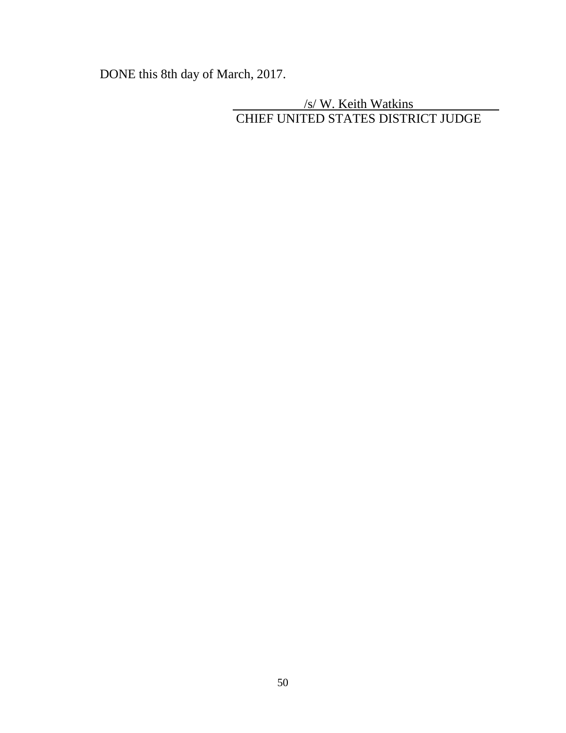DONE this 8th day of March, 2017.

/s/ W. Keith Watkins
CHIEF UNITED STATES DISTRICT JUDGE